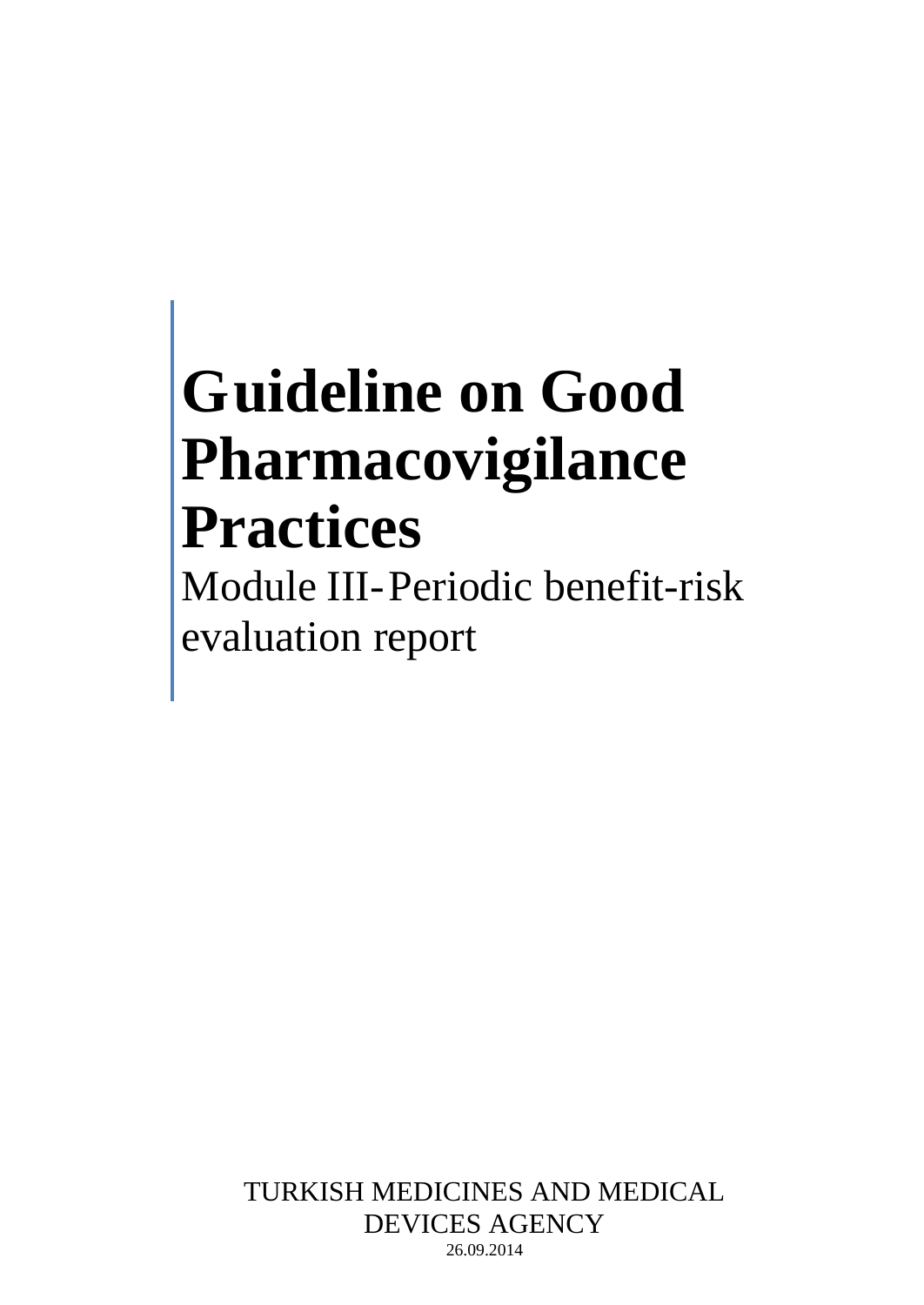# Guideline on Good Pharmacovigilance Practices

Module III-Periodic benefit-risk evaluation report

TURKISH MEDICINES AND MEDICAL DEVICES AGENCY

26.09.2014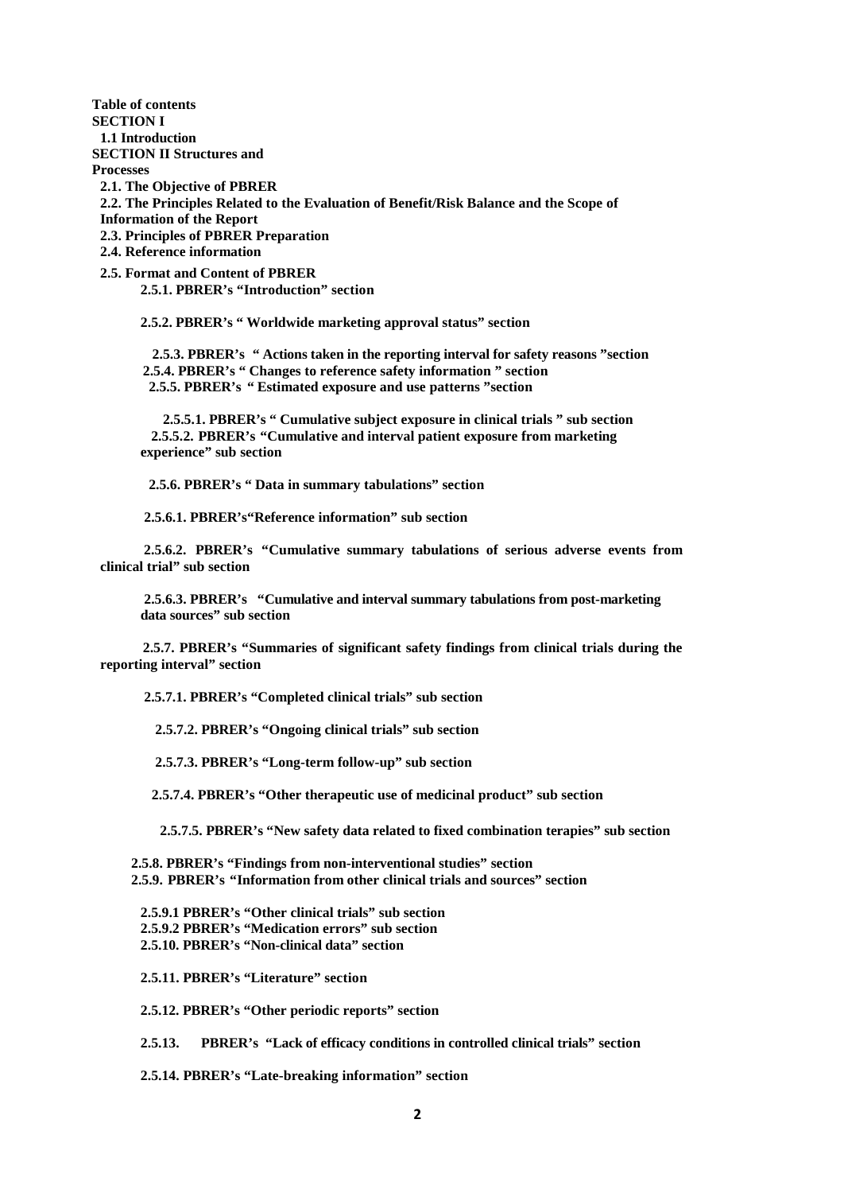**Table of contents**

**SECTION I**

**1.1 Introduction**

**SECTION II Structures and Processes**

**2.1. The Objective of PBRER**

**2.2. The Principles Related to the Evaluation of Benefit/Risk Balance and the Scope of Information of the Report**

**2.3. Principles of PBRER Preparation**

**2.4. Reference information**

**2.5. Format and Content of PBRER**

**2.5.1. PBRER's "Introduction" section**

**2.5.2. PBRER's " Worldwide marketing approval status" section**

**2.5.3. PBRER's " Actions taken in the reporting interval for safety reasons "section**

**2.5.4. PBRER's " Changes to reference safety information " section**

**2.5.5. PBRER's " Estimated exposure and use patterns "section**

**2.5.5.1. PBRER's " Cumulative subject exposure in clinical trials " sub section**

**2.5.5.2. PBRER's "Cumulative and interval patient exposure from marketing experience" sub section**

**2.5.6. PBRER's " Data in summary tabulations" section**

**2.5.6.1. PBRER's"Reference information" sub section**

**2.5.6.2. PBRER's "Cumulative summary tabulations of serious adverse events from clinical trial" sub section**

**2.5.6.3. PBRER's "Cumulative and interval summary tabulations from post-marketing data sources" sub section**

**2.5.7. PBRER's "Summaries of significant safety findings from clinical trials during the reporting interval" section**

**2.5.7.1. PBRER's "Completed clinical trials" sub section**

**2.5.7.2. PBRER's "Ongoing clinical trials" sub section**

**2.5.7.3. PBRER's "Long-term follow-up" sub section**

**2.5.7.4. PBRER's "Other therapeutic use of medicinal product" sub section**

**2.5.7.5. PBRER's "New safety data related to fixed combination terapies" sub section**

**2.5.8. PBRER's "Findings from non-interventional studies" section**

**2.5.9. PBRER's "Information from other clinical trials and sources" section**

**2.5.9.1 PBRER's "Other clinical trials" sub section**

**2.5.9.2 PBRER's "Medication errors" sub section**

**2.5.10. PBRER's "Non-clinical data" section**

**2.5.11. PBRER's "Literature" section**

**2.5.12. PBRER's "Other periodic reports" section**

**2.5.13. PBRER's "Lack of efficacy conditions in controlled clinical trials" section**

**2.5.14. PBRER's "Late-breaking information" section**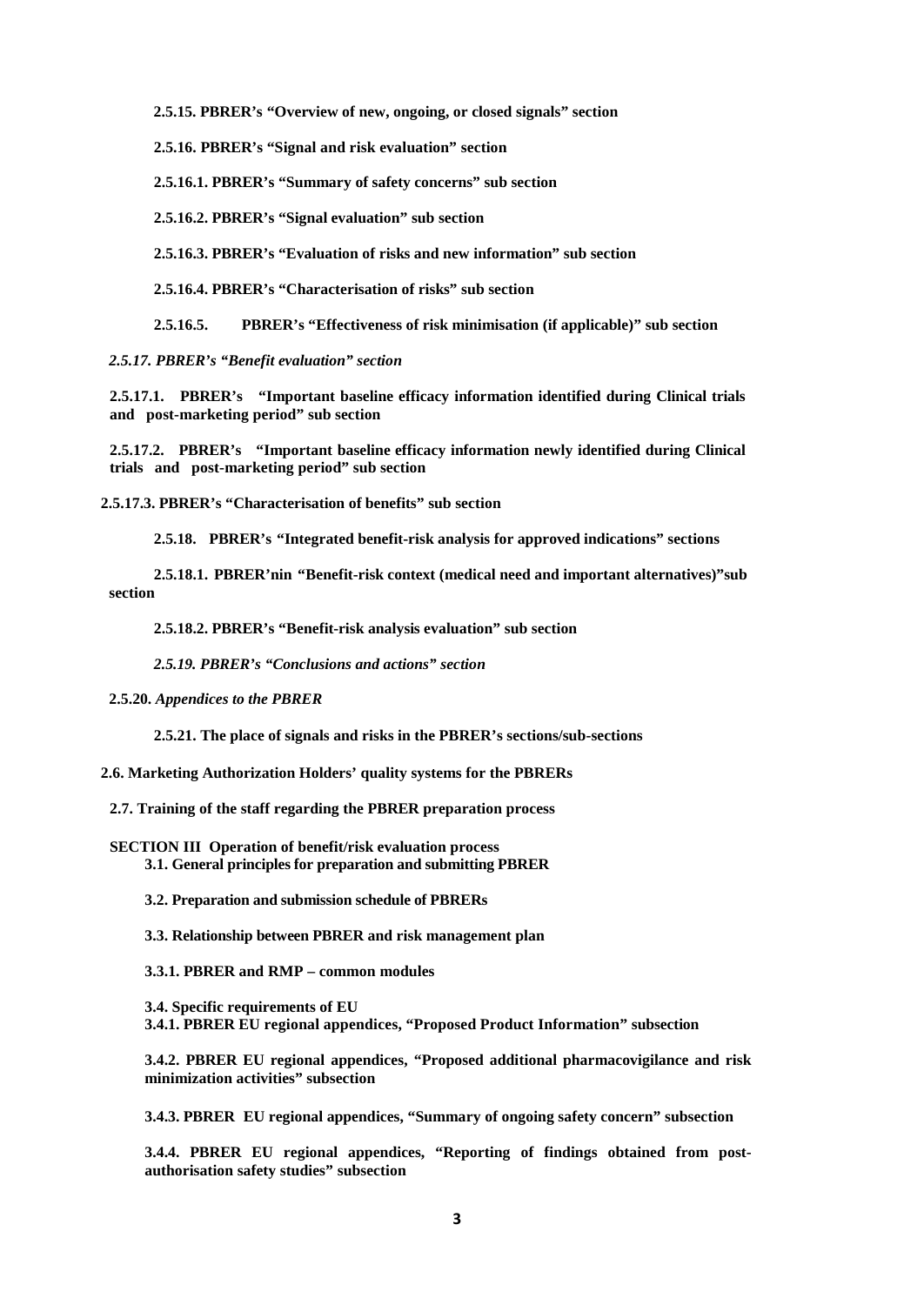**2.5.15. PBRER's "Overview of new, ongoing, or closed signals" section**

**2.5.16. PBRER's "Signal and risk evaluation" section**

**2.5.16.1. PBRER's "Summary of safety concerns" sub section**

**2.5.16.2. PBRER's "Signal evaluation" sub section**

**2.5.16.3. PBRER's "Evaluation of risks and new information" sub section**

**2.5.16.4. PBRER's "Characterisation of risks" sub section**

**2.5.16.5. PBRER's "Effectiveness of risk minimisation (if applicable)" sub section**

***2.5.17. PBRER's "Benefit evaluation" section***

**2.5.17.1. PBRER's "Important baseline efficacy information identified during Clinical trials and post-marketing period" sub section**

**2.5.17.2. PBRER's "Important baseline efficacy information newly identified during Clinical trials and post-marketing period" sub section**

**2.5.17.3. PBRER's "Characterisation of benefits" sub section**

**2.5.18. PBRER's "Integrated benefit-risk analysis for approved indications" sections**

**2.5.18.1. PBRER'nin "Benefit-risk context (medical need and important alternatives)"sub section**

**2.5.18.2. PBRER's "Benefit-risk analysis evaluation" sub section**

***2.5.19. PBRER's "Conclusions and actions" section***

**2.5.20.** ***Appendices to the PBRER***

**2.5.21. The place of signals and risks in the PBRER's sections/sub-sections**

**2.6. Marketing Authorization Holders' quality systems for the PBRERs**

**2.7. Training of the staff regarding the PBRER preparation process**

**SECTION III Operation of benefit/risk evaluation process**

**3.1. General principles for preparation and submitting PBRER**

**3.2. Preparation and submission schedule of PBRERs**

**3.3. Relationship between PBRER and risk management plan**

**3.3.1. PBRER and RMP – common modules**

**3.4. Specific requirements of EU**

**3.4.1. PBRER EU regional appendices, "Proposed Product Information" subsection**

**3.4.2. PBRER EU regional appendices, "Proposed additional pharmacovigilance and risk minimization activities" subsection**

**3.4.3. PBRER EU regional appendices, "Summary of ongoing safety concern" subsection**

**3.4.4. PBRER EU regional appendices, "Reporting of findings obtained from post-authorisation safety studies" subsection**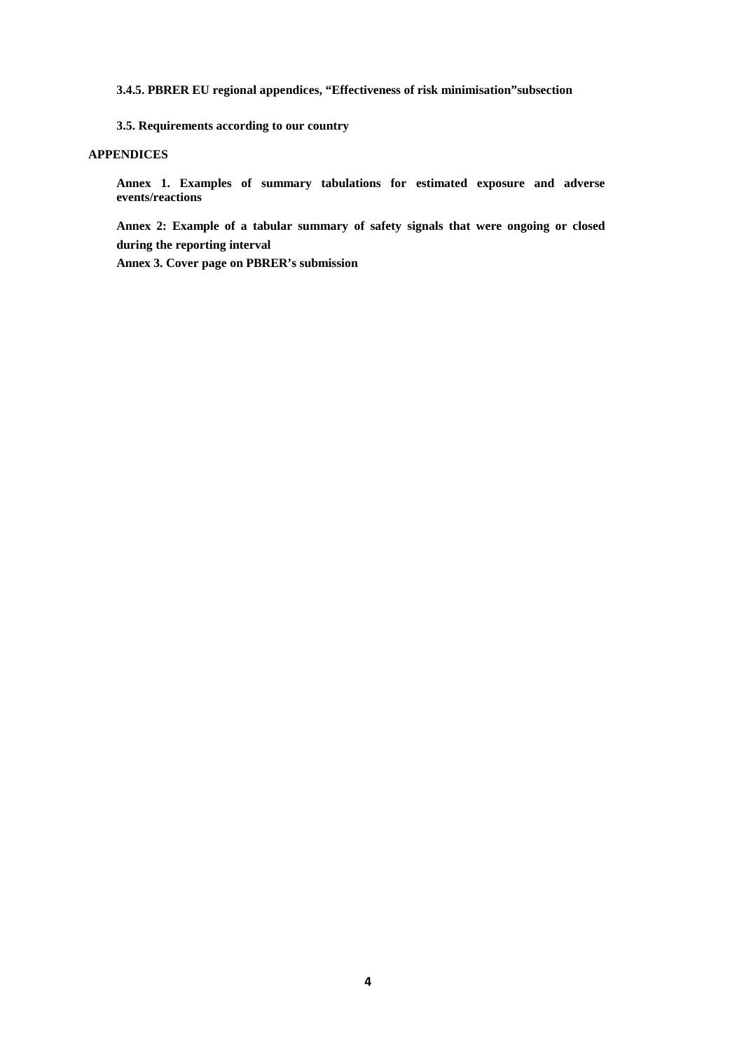**3.4.5. PBRER EU regional appendices, "Effectiveness of risk minimisation"subsection**

**3.5. Requirements according to our country**

**APPENDICES**

**Annex 1. Examples of summary tabulations for estimated exposure and adverse events/reactions**

**Annex 2: Example of a tabular summary of safety signals that were ongoing or closed during the reporting interval**

**Annex 3. Cover page on PBRER's submission**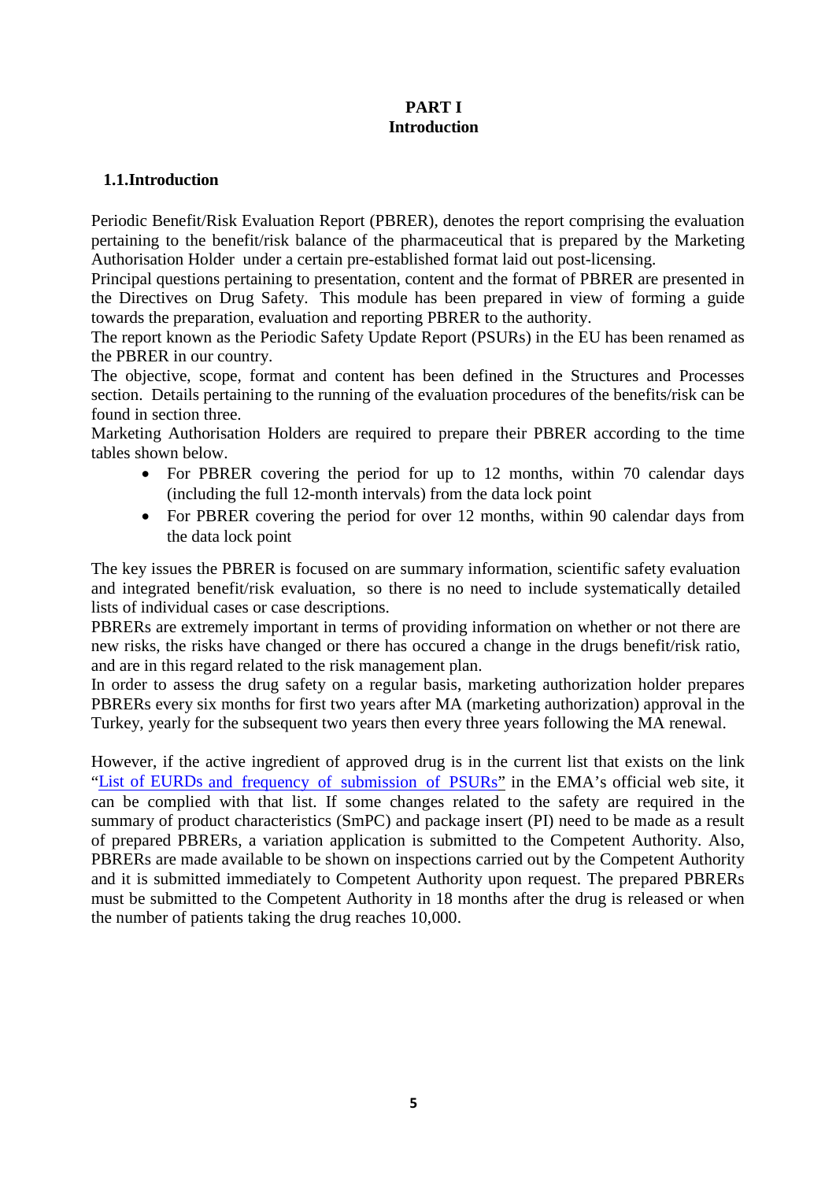# PART I
# Introduction

## 1.1.Introduction

Periodic Benefit/Risk Evaluation Report (PBRER), denotes the report comprising the evaluation pertaining to the benefit/risk balance of the pharmaceutical that is prepared by the Marketing Authorisation Holder under a certain pre-established format laid out post-licensing.

Principal questions pertaining to presentation, content and the format of PBRER are presented in the Directives on Drug Safety. This module has been prepared in view of forming a guide towards the preparation, evaluation and reporting PBRER to the authority.

The report known as the Periodic Safety Update Report (PSURs) in the EU has been renamed as the PBRER in our country.

The objective, scope, format and content has been defined in the Structures and Processes section. Details pertaining to the running of the evaluation procedures of the benefits/risk can be found in section three.

Marketing Authorisation Holders are required to prepare their PBRER according to the time tables shown below.

- For PBRER covering the period for up to 12 months, within 70 calendar days (including the full 12-month intervals) from the data lock point
- For PBRER covering the period for over 12 months, within 90 calendar days from the data lock point

The key issues the PBRER is focused on are summary information, scientific safety evaluation and integrated benefit/risk evaluation, so there is no need to include systematically detailed lists of individual cases or case descriptions.

PBRERs are extremely important in terms of providing information on whether or not there are new risks, the risks have changed or there has occured a change in the drugs benefit/risk ratio, and are in this regard related to the risk management plan.

In order to assess the drug safety on a regular basis, marketing authorization holder prepares PBRERs every six months for first two years after MA (marketing authorization) approval in the Turkey, yearly for the subsequent two years then every three years following the MA renewal.

However, if the active ingredient of approved drug is in the current list that exists on the link "List of EURDs and frequency of submission of PSURs" in the EMA's official web site, it can be complied with that list. If some changes related to the safety are required in the summary of product characteristics (SmPC) and package insert (PI) need to be made as a result of prepared PBRERs, a variation application is submitted to the Competent Authority. Also, PBRERs are made available to be shown on inspections carried out by the Competent Authority and it is submitted immediately to Competent Authority upon request. The prepared PBRERs must be submitted to the Competent Authority in 18 months after the drug is released or when the number of patients taking the drug reaches 10,000.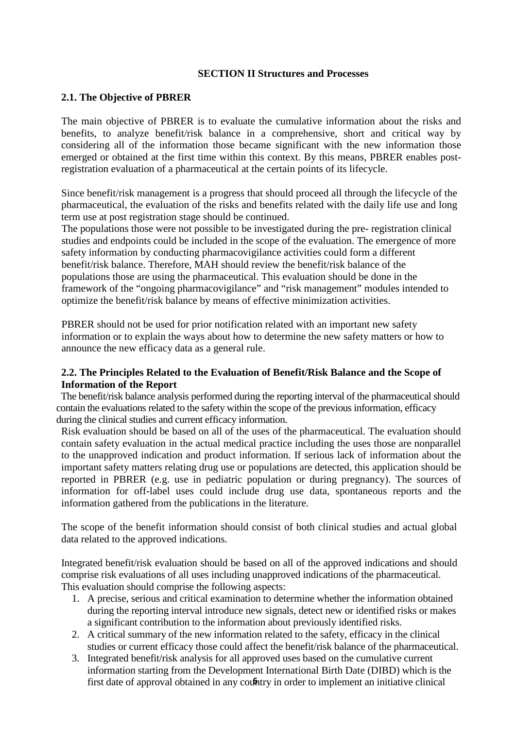## SECTION II Structures and Processes

### 2.1. The Objective of PBRER

The main objective of PBRER is to evaluate the cumulative information about the risks and benefits, to analyze benefit/risk balance in a comprehensive, short and critical way by considering all of the information those became significant with the new information those emerged or obtained at the first time within this context. By this means, PBRER enables post-registration evaluation of a pharmaceutical at the certain points of its lifecycle.

Since benefit/risk management is a progress that should proceed all through the lifecycle of the pharmaceutical, the evaluation of the risks and benefits related with the daily life use and long term use at post registration stage should be continued.
The populations those were not possible to be investigated during the pre- registration clinical studies and endpoints could be included in the scope of the evaluation. The emergence of more safety information by conducting pharmacovigilance activities could form a different benefit/risk balance. Therefore, MAH should review the benefit/risk balance of the populations those are using the pharmaceutical. This evaluation should be done in the framework of the "ongoing pharmacovigilance" and "risk management" modules intended to optimize the benefit/risk balance by means of effective minimization activities.

PBRER should not be used for prior notification related with an important new safety information or to explain the ways about how to determine the new safety matters or how to announce the new efficacy data as a general rule.

### 2.2. The Principles Related to the Evaluation of Benefit/Risk Balance and the Scope of Information of the Report

The benefit/risk balance analysis performed during the reporting interval of the pharmaceutical should contain the evaluations related to the safety within the scope of the previous information, efficacy during the clinical studies and current efficacy information.
Risk evaluation should be based on all of the uses of the pharmaceutical. The evaluation should contain safety evaluation in the actual medical practice including the uses those are nonparallel to the unapproved indication and product information. If serious lack of information about the important safety matters relating drug use or populations are detected, this application should be reported in PBRER (e.g. use in pediatric population or during pregnancy). The sources of information for off-label uses could include drug use data, spontaneous reports and the information gathered from the publications in the literature.

The scope of the benefit information should consist of both clinical studies and actual global data related to the approved indications.

Integrated benefit/risk evaluation should be based on all of the approved indications and should comprise risk evaluations of all uses including unapproved indications of the pharmaceutical. This evaluation should comprise the following aspects:

1. A precise, serious and critical examination to determine whether the information obtained during the reporting interval introduce new signals, detect new or identified risks or makes a significant contribution to the information about previously identified risks.
2. A critical summary of the new information related to the safety, efficacy in the clinical studies or current efficacy those could affect the benefit/risk balance of the pharmaceutical.
3. Integrated benefit/risk analysis for all approved uses based on the cumulative current information starting from the Development International Birth Date (DIBD) which is the first date of approval obtained in any country in order to implement an initiative clinical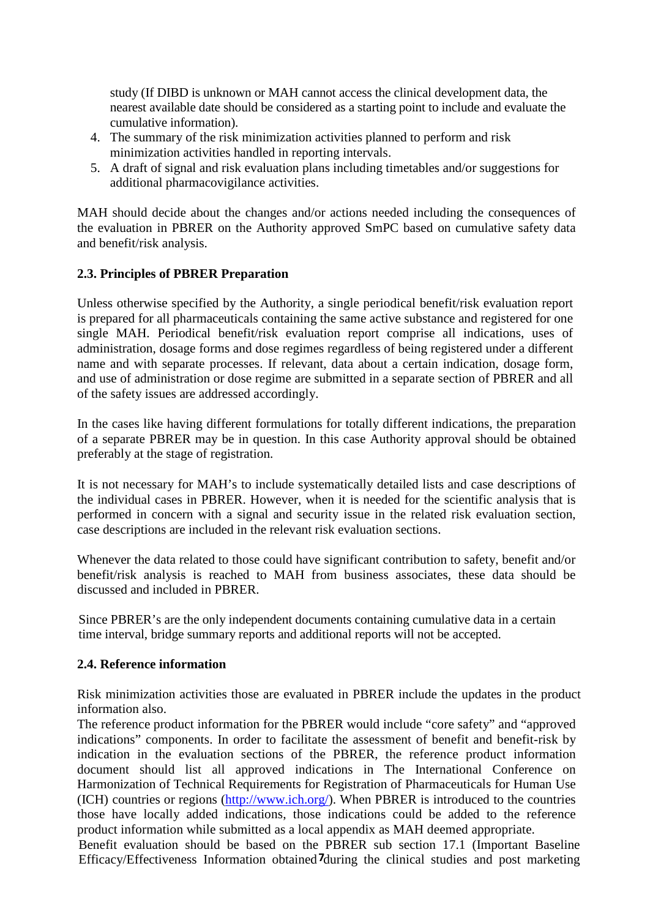study (If DIBD is unknown or MAH cannot access the clinical development data, the nearest available date should be considered as a starting point to include and evaluate the cumulative information).

4. The summary of the risk minimization activities planned to perform and risk minimization activities handled in reporting intervals.
5. A draft of signal and risk evaluation plans including timetables and/or suggestions for additional pharmacovigilance activities.

MAH should decide about the changes and/or actions needed including the consequences of the evaluation in PBRER on the Authority approved SmPC based on cumulative safety data and benefit/risk analysis.

**2.3. Principles of PBRER Preparation**

Unless otherwise specified by the Authority, a single periodical benefit/risk evaluation report is prepared for all pharmaceuticals containing the same active substance and registered for one single MAH. Periodical benefit/risk evaluation report comprise all indications, uses of administration, dosage forms and dose regimes regardless of being registered under a different name and with separate processes. If relevant, data about a certain indication, dosage form, and use of administration or dose regime are submitted in a separate section of PBRER and all of the safety issues are addressed accordingly.

In the cases like having different formulations for totally different indications, the preparation of a separate PBRER may be in question. In this case Authority approval should be obtained preferably at the stage of registration.

It is not necessary for MAH's to include systematically detailed lists and case descriptions of the individual cases in PBRER. However, when it is needed for the scientific analysis that is performed in concern with a signal and security issue in the related risk evaluation section, case descriptions are included in the relevant risk evaluation sections.

Whenever the data related to those could have significant contribution to safety, benefit and/or benefit/risk analysis is reached to MAH from business associates, these data should be discussed and included in PBRER.

Since PBRER's are the only independent documents containing cumulative data in a certain time interval, bridge summary reports and additional reports will not be accepted.

**2.4. Reference information**

Risk minimization activities those are evaluated in PBRER include the updates in the product information also.

The reference product information for the PBRER would include "core safety" and "approved indications" components. In order to facilitate the assessment of benefit and benefit-risk by indication in the evaluation sections of the PBRER, the reference product information document should list all approved indications in The International Conference on Harmonization of Technical Requirements for Registration of Pharmaceuticals for Human Use (ICH) countries or regions (http://www.ich.org/). When PBRER is introduced to the countries those have locally added indications, those indications could be added to the reference product information while submitted as a local appendix as MAH deemed appropriate.

Benefit evaluation should be based on the PBRER sub section 17.1 (Important Baseline Efficacy/Effectiveness Information obtained during the clinical studies and post marketing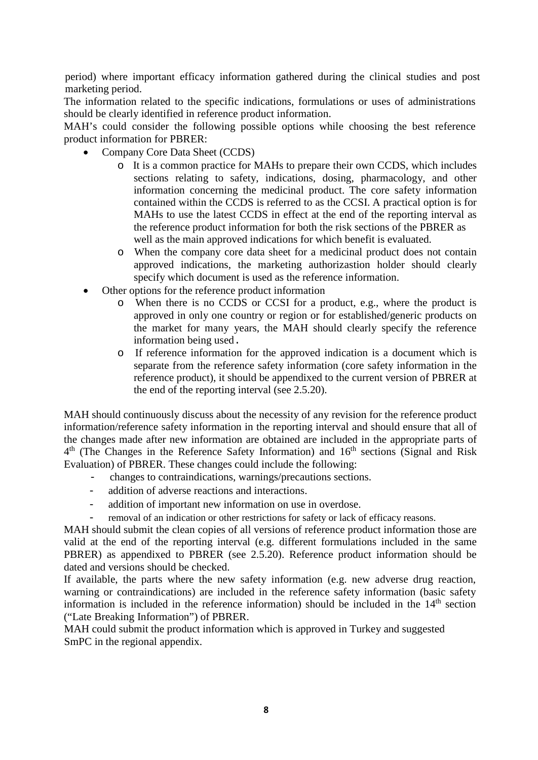period) where important efficacy information gathered during the clinical studies and post marketing period.

The information related to the specific indications, formulations or uses of administrations should be clearly identified in reference product information.

MAH's could consider the following possible options while choosing the best reference product information for PBRER:

- Company Core Data Sheet (CCDS)
  - It is a common practice for MAHs to prepare their own CCDS, which includes sections relating to safety, indications, dosing, pharmacology, and other information concerning the medicinal product. The core safety information contained within the CCDS is referred to as the CCSI. A practical option is for MAHs to use the latest CCDS in effect at the end of the reporting interval as the reference product information for both the risk sections of the PBRER as well as the main approved indications for which benefit is evaluated.
  - When the company core data sheet for a medicinal product does not contain approved indications, the marketing authorizastion holder should clearly specify which document is used as the reference information.
- Other options for the reference product information
  - When there is no CCDS or CCSI for a product, e.g., where the product is approved in only one country or region or for established/generic products on the market for many years, the MAH should clearly specify the reference information being used.
  - If reference information for the approved indication is a document which is separate from the reference safety information (core safety information in the reference product), it should be appendixed to the current version of PBRER at the end of the reporting interval (see 2.5.20).

MAH should continuously discuss about the necessity of any revision for the reference product information/reference safety information in the reporting interval and should ensure that all of the changes made after new information are obtained are included in the appropriate parts of 4th (The Changes in the Reference Safety Information) and 16th sections (Signal and Risk Evaluation) of PBRER. These changes could include the following:

- changes to contraindications, warnings/precautions sections.
- addition of adverse reactions and interactions.
- addition of important new information on use in overdose.
- removal of an indication or other restrictions for safety or lack of efficacy reasons.

MAH should submit the clean copies of all versions of reference product information those are valid at the end of the reporting interval (e.g. different formulations included in the same PBRER) as appendixed to PBRER (see 2.5.20). Reference product information should be dated and versions should be checked.

If available, the parts where the new safety information (e.g. new adverse drug reaction, warning or contraindications) are included in the reference safety information (basic safety information is included in the reference information) should be included in the 14th section ("Late Breaking Information") of PBRER.

MAH could submit the product information which is approved in Turkey and suggested SmPC in the regional appendix.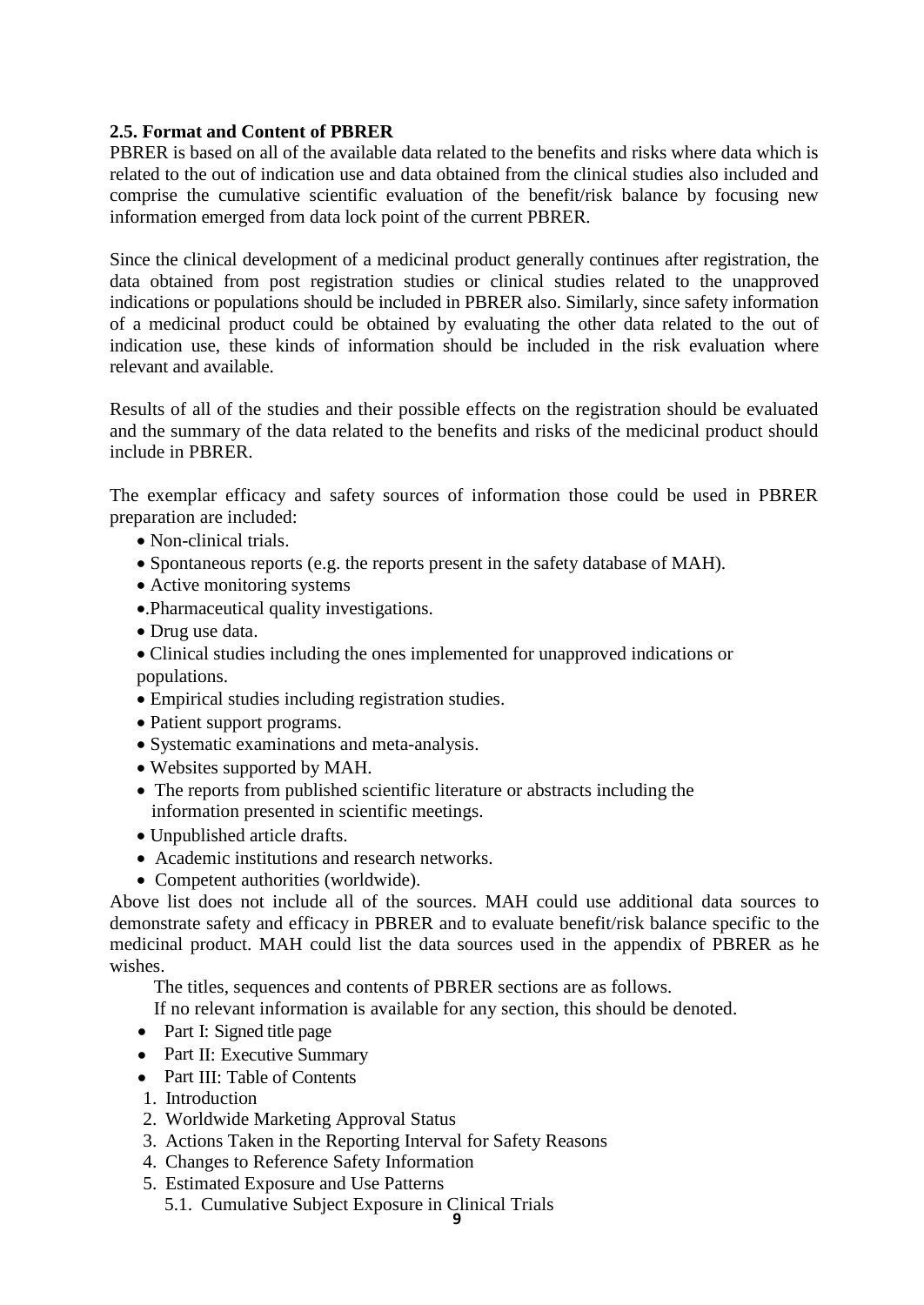### 2.5. Format and Content of PBRER

PBRER is based on all of the available data related to the benefits and risks where data which is related to the out of indication use and data obtained from the clinical studies also included and comprise the cumulative scientific evaluation of the benefit/risk balance by focusing new information emerged from data lock point of the current PBRER.

Since the clinical development of a medicinal product generally continues after registration, the data obtained from post registration studies or clinical studies related to the unapproved indications or populations should be included in PBRER also. Similarly, since safety information of a medicinal product could be obtained by evaluating the other data related to the out of indication use, these kinds of information should be included in the risk evaluation where relevant and available.

Results of all of the studies and their possible effects on the registration should be evaluated and the summary of the data related to the benefits and risks of the medicinal product should include in PBRER.

The exemplar efficacy and safety sources of information those could be used in PBRER preparation are included:

- Non-clinical trials.
- Spontaneous reports (e.g. the reports present in the safety database of MAH).
- Active monitoring systems
- .Pharmaceutical quality investigations.
- Drug use data.
- Clinical studies including the ones implemented for unapproved indications or populations.
- Empirical studies including registration studies.
- Patient support programs.
- Systematic examinations and meta-analysis.
- Websites supported by MAH.
- The reports from published scientific literature or abstracts including the information presented in scientific meetings.
- Unpublished article drafts.
- Academic institutions and research networks.
- Competent authorities (worldwide).

Above list does not include all of the sources. MAH could use additional data sources to demonstrate safety and efficacy in PBRER and to evaluate benefit/risk balance specific to the medicinal product. MAH could list the data sources used in the appendix of PBRER as he wishes.

The titles, sequences and contents of PBRER sections are as follows.

If no relevant information is available for any section, this should be denoted.

- Part I: Signed title page
- Part II: Executive Summary
- Part III: Table of Contents

1. Introduction
2. Worldwide Marketing Approval Status
3. Actions Taken in the Reporting Interval for Safety Reasons
4. Changes to Reference Safety Information
5. Estimated Exposure and Use Patterns
   5.1. Cumulative Subject Exposure in Clinical Trials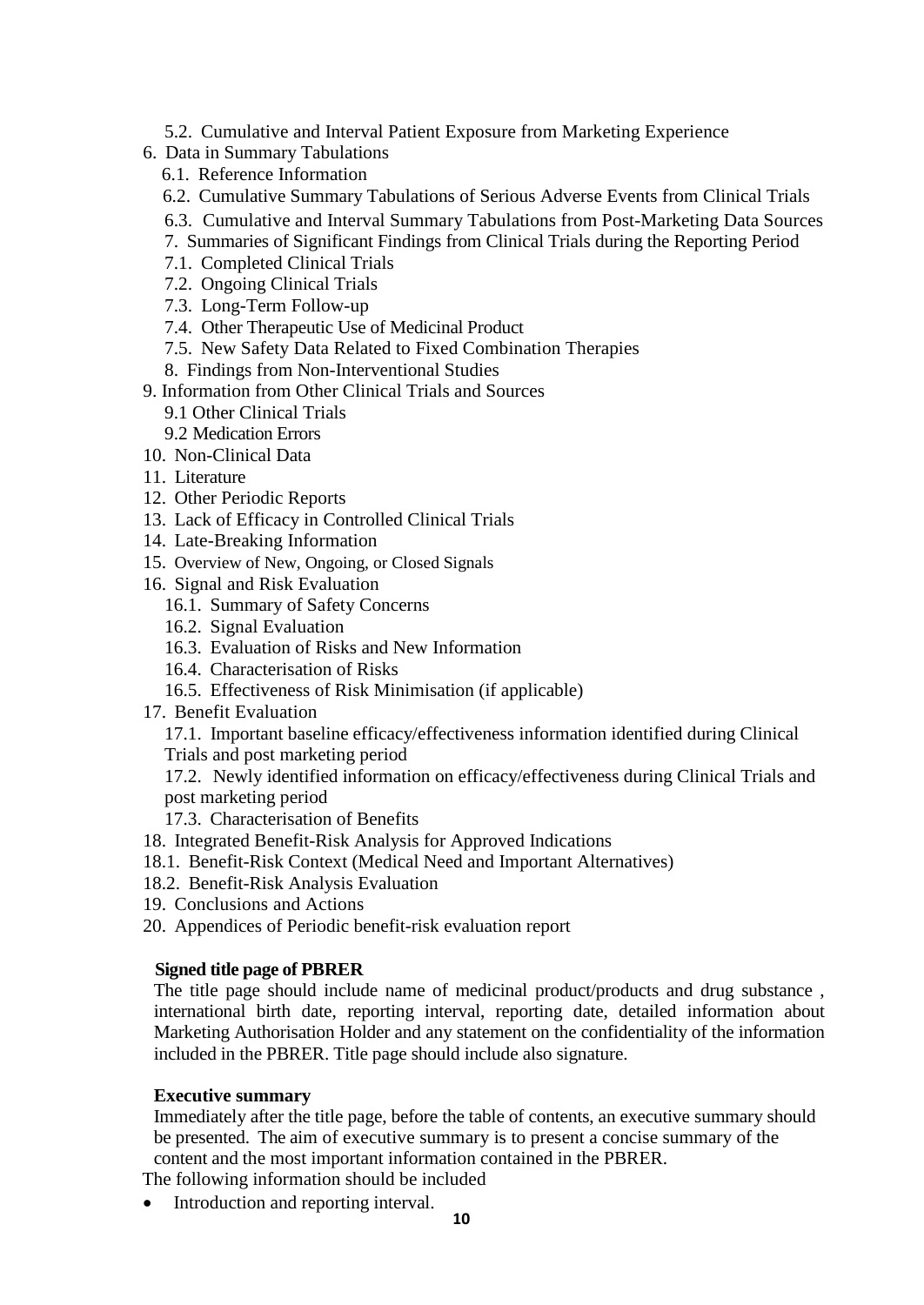5.2. Cumulative and Interval Patient Exposure from Marketing Experience

6. Data in Summary Tabulations
   - 6.1. Reference Information
   - 6.2. Cumulative Summary Tabulations of Serious Adverse Events from Clinical Trials
   - 6.3. Cumulative and Interval Summary Tabulations from Post-Marketing Data Sources

7. Summaries of Significant Findings from Clinical Trials during the Reporting Period
   - 7.1. Completed Clinical Trials
   - 7.2. Ongoing Clinical Trials
   - 7.3. Long-Term Follow-up
   - 7.4. Other Therapeutic Use of Medicinal Product
   - 7.5. New Safety Data Related to Fixed Combination Therapies

8. Findings from Non-Interventional Studies

9. Information from Other Clinical Trials and Sources
   - 9.1 Other Clinical Trials
   - 9.2 Medication Errors

10. Non-Clinical Data
11. Literature
12. Other Periodic Reports
13. Lack of Efficacy in Controlled Clinical Trials
14. Late-Breaking Information
15. Overview of New, Ongoing, or Closed Signals
16. Signal and Risk Evaluation
    - 16.1. Summary of Safety Concerns
    - 16.2. Signal Evaluation
    - 16.3. Evaluation of Risks and New Information
    - 16.4. Characterisation of Risks
    - 16.5. Effectiveness of Risk Minimisation (if applicable)
17. Benefit Evaluation
    - 17.1. Important baseline efficacy/effectiveness information identified during Clinical Trials and post marketing period
    - 17.2. Newly identified information on efficacy/effectiveness during Clinical Trials and post marketing period
    - 17.3. Characterisation of Benefits
18. Integrated Benefit-Risk Analysis for Approved Indications
    - 18.1. Benefit-Risk Context (Medical Need and Important Alternatives)
    - 18.2. Benefit-Risk Analysis Evaluation
19. Conclusions and Actions
20. Appendices of Periodic benefit-risk evaluation report

**Signed title page of PBRER**

The title page should include name of medicinal product/products and drug substance , international birth date, reporting interval, reporting date, detailed information about Marketing Authorisation Holder and any statement on the confidentiality of the information included in the PBRER. Title page should include also signature.

**Executive summary**

Immediately after the title page, before the table of contents, an executive summary should be presented. The aim of executive summary is to present a concise summary of the content and the most important information contained in the PBRER.

The following information should be included

- Introduction and reporting interval.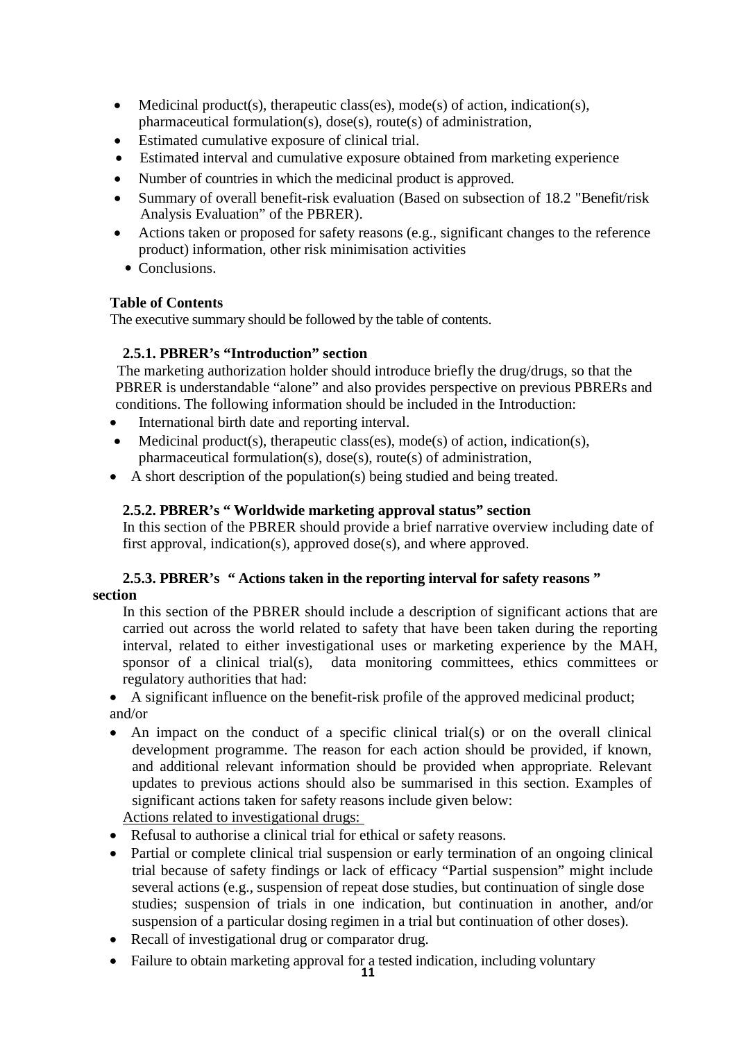- Medicinal product(s), therapeutic class(es), mode(s) of action, indication(s), pharmaceutical formulation(s), dose(s), route(s) of administration,
- Estimated cumulative exposure of clinical trial.
- Estimated interval and cumulative exposure obtained from marketing experience
- Number of countries in which the medicinal product is approved.
- Summary of overall benefit-risk evaluation (Based on subsection of 18.2 "Benefit/risk Analysis Evaluation" of the PBRER).
- Actions taken or proposed for safety reasons (e.g., significant changes to the reference product) information, other risk minimisation activities
- Conclusions.

**Table of Contents**

The executive summary should be followed by the table of contents.

### 2.5.1. PBRER's "Introduction" section

The marketing authorization holder should introduce briefly the drug/drugs, so that the PBRER is understandable "alone" and also provides perspective on previous PBRERs and conditions. The following information should be included in the Introduction:

- International birth date and reporting interval.
- Medicinal product(s), therapeutic class(es), mode(s) of action, indication(s), pharmaceutical formulation(s), dose(s), route(s) of administration,
- A short description of the population(s) being studied and being treated.

### 2.5.2. PBRER's " Worldwide marketing approval status" section

In this section of the PBRER should provide a brief narrative overview including date of first approval, indication(s), approved dose(s), and where approved.

### 2.5.3. PBRER's " Actions taken in the reporting interval for safety reasons " section

In this section of the PBRER should include a description of significant actions that are carried out across the world related to safety that have been taken during the reporting interval, related to either investigational uses or marketing experience by the MAH, sponsor of a clinical trial(s), data monitoring committees, ethics committees or regulatory authorities that had:

- A significant influence on the benefit-risk profile of the approved medicinal product; and/or
- An impact on the conduct of a specific clinical trial(s) or on the overall clinical development programme. The reason for each action should be provided, if known, and additional relevant information should be provided when appropriate. Relevant updates to previous actions should also be summarised in this section. Examples of significant actions taken for safety reasons include given below:

Actions related to investigational drugs:

- Refusal to authorise a clinical trial for ethical or safety reasons.
- Partial or complete clinical trial suspension or early termination of an ongoing clinical trial because of safety findings or lack of efficacy "Partial suspension" might include several actions (e.g., suspension of repeat dose studies, but continuation of single dose studies; suspension of trials in one indication, but continuation in another, and/or suspension of a particular dosing regimen in a trial but continuation of other doses).
- Recall of investigational drug or comparator drug.
- Failure to obtain marketing approval for a tested indication, including voluntary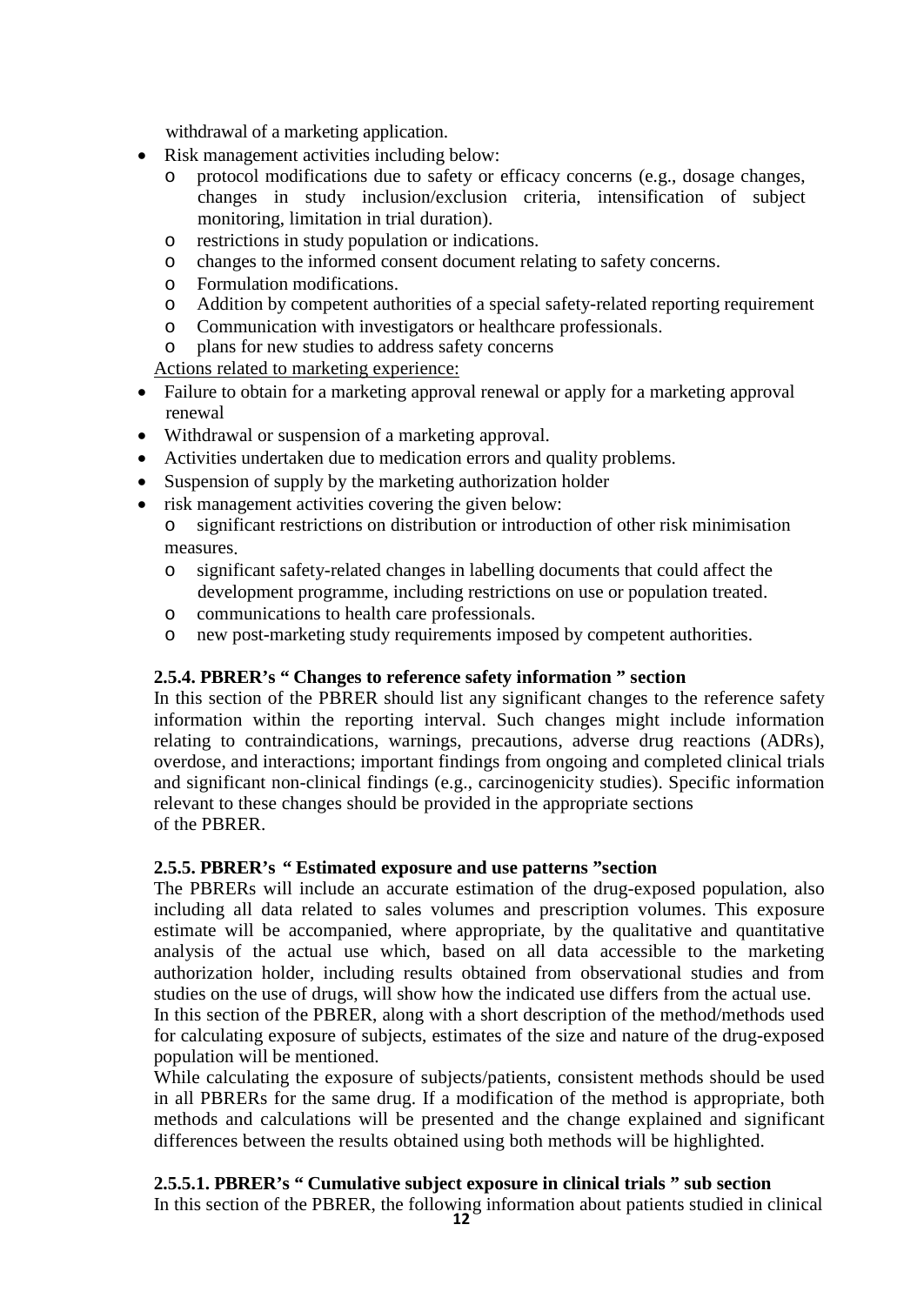withdrawal of a marketing application.

- Risk management activities including below:
    - protocol modifications due to safety or efficacy concerns (e.g., dosage changes, changes in study inclusion/exclusion criteria, intensification of subject monitoring, limitation in trial duration).
    - restrictions in study population or indications.
    - changes to the informed consent document relating to safety concerns.
    - Formulation modifications.
    - Addition by competent authorities of a special safety-related reporting requirement
    - Communication with investigators or healthcare professionals.
    - plans for new studies to address safety concerns

Actions related to marketing experience:

- Failure to obtain for a marketing approval renewal or apply for a marketing approval renewal
- Withdrawal or suspension of a marketing approval.
- Activities undertaken due to medication errors and quality problems.
- Suspension of supply by the marketing authorization holder
- risk management activities covering the given below:
    - significant restrictions on distribution or introduction of other risk minimisation measures.
    - significant safety-related changes in labelling documents that could affect the development programme, including restrictions on use or population treated.
    - communications to health care professionals.
    - new post-marketing study requirements imposed by competent authorities.

**2.5.4. PBRER's " Changes to reference safety information " section**

In this section of the PBRER should list any significant changes to the reference safety information within the reporting interval. Such changes might include information relating to contraindications, warnings, precautions, adverse drug reactions (ADRs), overdose, and interactions; important findings from ongoing and completed clinical trials and significant non-clinical findings (e.g., carcinogenicity studies). Specific information relevant to these changes should be provided in the appropriate sections of the PBRER.

**2.5.5. PBRER's " Estimated exposure and use patterns "section**

The PBRERs will include an accurate estimation of the drug-exposed population, also including all data related to sales volumes and prescription volumes. This exposure estimate will be accompanied, where appropriate, by the qualitative and quantitative analysis of the actual use which, based on all data accessible to the marketing authorization holder, including results obtained from observational studies and from studies on the use of drugs, will show how the indicated use differs from the actual use.

In this section of the PBRER, along with a short description of the method/methods used for calculating exposure of subjects, estimates of the size and nature of the drug-exposed population will be mentioned.

While calculating the exposure of subjects/patients, consistent methods should be used in all PBRERs for the same drug. If a modification of the method is appropriate, both methods and calculations will be presented and the change explained and significant differences between the results obtained using both methods will be highlighted.

**2.5.5.1. PBRER's " Cumulative subject exposure in clinical trials " sub section**

In this section of the PBRER, the following information about patients studied in clinical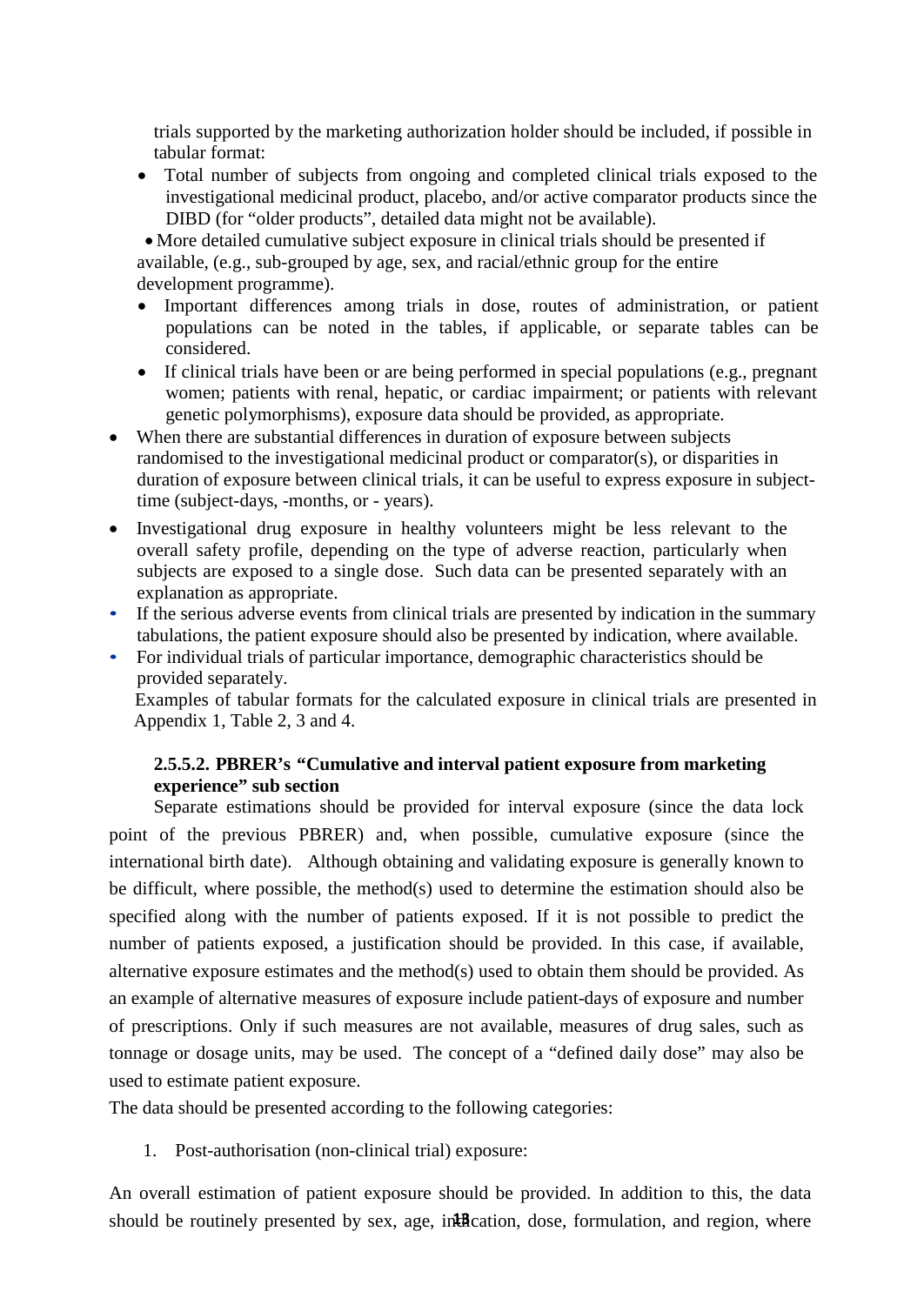trials supported by the marketing authorization holder should be included, if possible in tabular format:

- Total number of subjects from ongoing and completed clinical trials exposed to the investigational medicinal product, placebo, and/or active comparator products since the DIBD (for "older products", detailed data might not be available).
- More detailed cumulative subject exposure in clinical trials should be presented if available, (e.g., sub-grouped by age, sex, and racial/ethnic group for the entire development programme).
- Important differences among trials in dose, routes of administration, or patient populations can be noted in the tables, if applicable, or separate tables can be considered.
- If clinical trials have been or are being performed in special populations (e.g., pregnant women; patients with renal, hepatic, or cardiac impairment; or patients with relevant genetic polymorphisms), exposure data should be provided, as appropriate.

- When there are substantial differences in duration of exposure between subjects randomised to the investigational medicinal product or comparator(s), or disparities in duration of exposure between clinical trials, it can be useful to express exposure in subject-time (subject-days, -months, or - years).
- Investigational drug exposure in healthy volunteers might be less relevant to the overall safety profile, depending on the type of adverse reaction, particularly when subjects are exposed to a single dose. Such data can be presented separately with an explanation as appropriate.
- If the serious adverse events from clinical trials are presented by indication in the summary tabulations, the patient exposure should also be presented by indication, where available.
- For individual trials of particular importance, demographic characteristics should be provided separately.

Examples of tabular formats for the calculated exposure in clinical trials are presented in Appendix 1, Table 2, 3 and 4.

**2.5.5.2. PBRER's "Cumulative and interval patient exposure from marketing experience" sub section**

Separate estimations should be provided for interval exposure (since the data lock point of the previous PBRER) and, when possible, cumulative exposure (since the international birth date). Although obtaining and validating exposure is generally known to be difficult, where possible, the method(s) used to determine the estimation should also be specified along with the number of patients exposed. If it is not possible to predict the number of patients exposed, a justification should be provided. In this case, if available, alternative exposure estimates and the method(s) used to obtain them should be provided. As an example of alternative measures of exposure include patient-days of exposure and number of prescriptions. Only if such measures are not available, measures of drug sales, such as tonnage or dosage units, may be used. The concept of a "defined daily dose" may also be used to estimate patient exposure.

The data should be presented according to the following categories:

1. Post-authorisation (non-clinical trial) exposure:

An overall estimation of patient exposure should be provided. In addition to this, the data should be routinely presented by sex, age, indication, dose, formulation, and region, where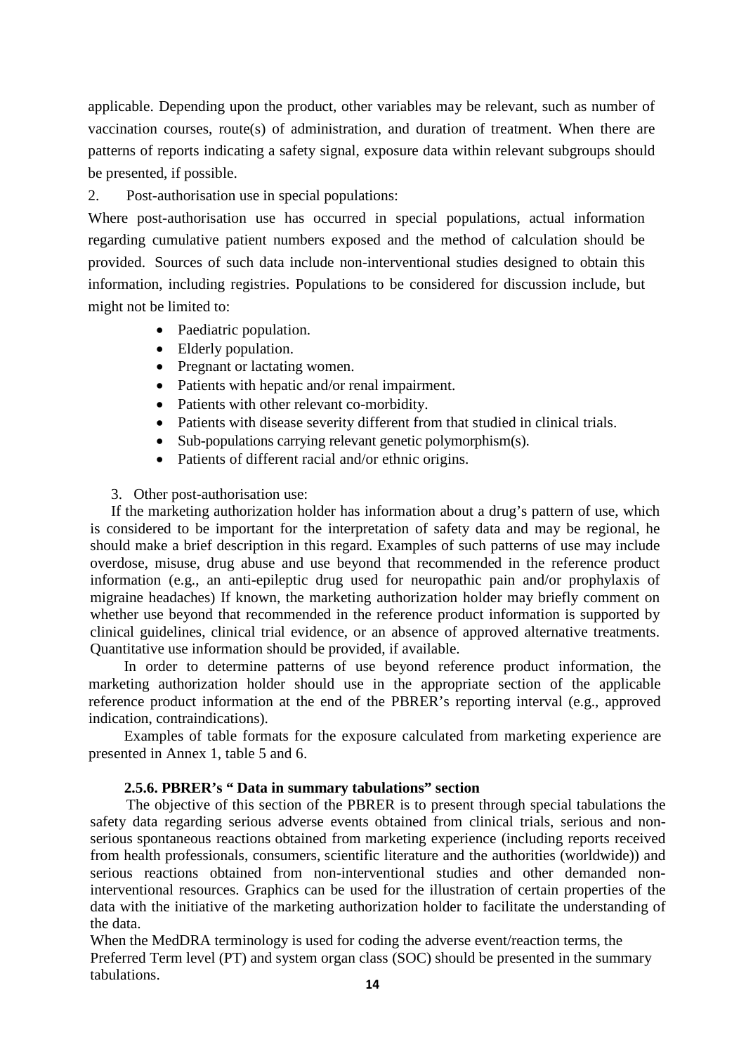applicable. Depending upon the product, other variables may be relevant, such as number of vaccination courses, route(s) of administration, and duration of treatment. When there are patterns of reports indicating a safety signal, exposure data within relevant subgroups should be presented, if possible.

2. Post-authorisation use in special populations:

Where post-authorisation use has occurred in special populations, actual information regarding cumulative patient numbers exposed and the method of calculation should be provided. Sources of such data include non-interventional studies designed to obtain this information, including registries. Populations to be considered for discussion include, but might not be limited to:

- Paediatric population.
- Elderly population.
- Pregnant or lactating women.
- Patients with hepatic and/or renal impairment.
- Patients with other relevant co-morbidity.
- Patients with disease severity different from that studied in clinical trials.
- Sub-populations carrying relevant genetic polymorphism(s).
- Patients of different racial and/or ethnic origins.

3. Other post-authorisation use:

If the marketing authorization holder has information about a drug's pattern of use, which is considered to be important for the interpretation of safety data and may be regional, he should make a brief description in this regard. Examples of such patterns of use may include overdose, misuse, drug abuse and use beyond that recommended in the reference product information (e.g., an anti-epileptic drug used for neuropathic pain and/or prophylaxis of migraine headaches) If known, the marketing authorization holder may briefly comment on whether use beyond that recommended in the reference product information is supported by clinical guidelines, clinical trial evidence, or an absence of approved alternative treatments. Quantitative use information should be provided, if available.

In order to determine patterns of use beyond reference product information, the marketing authorization holder should use in the appropriate section of the applicable reference product information at the end of the PBRER's reporting interval (e.g., approved indication, contraindications).

Examples of table formats for the exposure calculated from marketing experience are presented in Annex 1, table 5 and 6.

### 2.5.6. PBRER's " Data in summary tabulations" section

The objective of this section of the PBRER is to present through special tabulations the safety data regarding serious adverse events obtained from clinical trials, serious and non-serious spontaneous reactions obtained from marketing experience (including reports received from health professionals, consumers, scientific literature and the authorities (worldwide)) and serious reactions obtained from non-interventional studies and other demanded non-interventional resources. Graphics can be used for the illustration of certain properties of the data with the initiative of the marketing authorization holder to facilitate the understanding of the data.

When the MedDRA terminology is used for coding the adverse event/reaction terms, the Preferred Term level (PT) and system organ class (SOC) should be presented in the summary tabulations.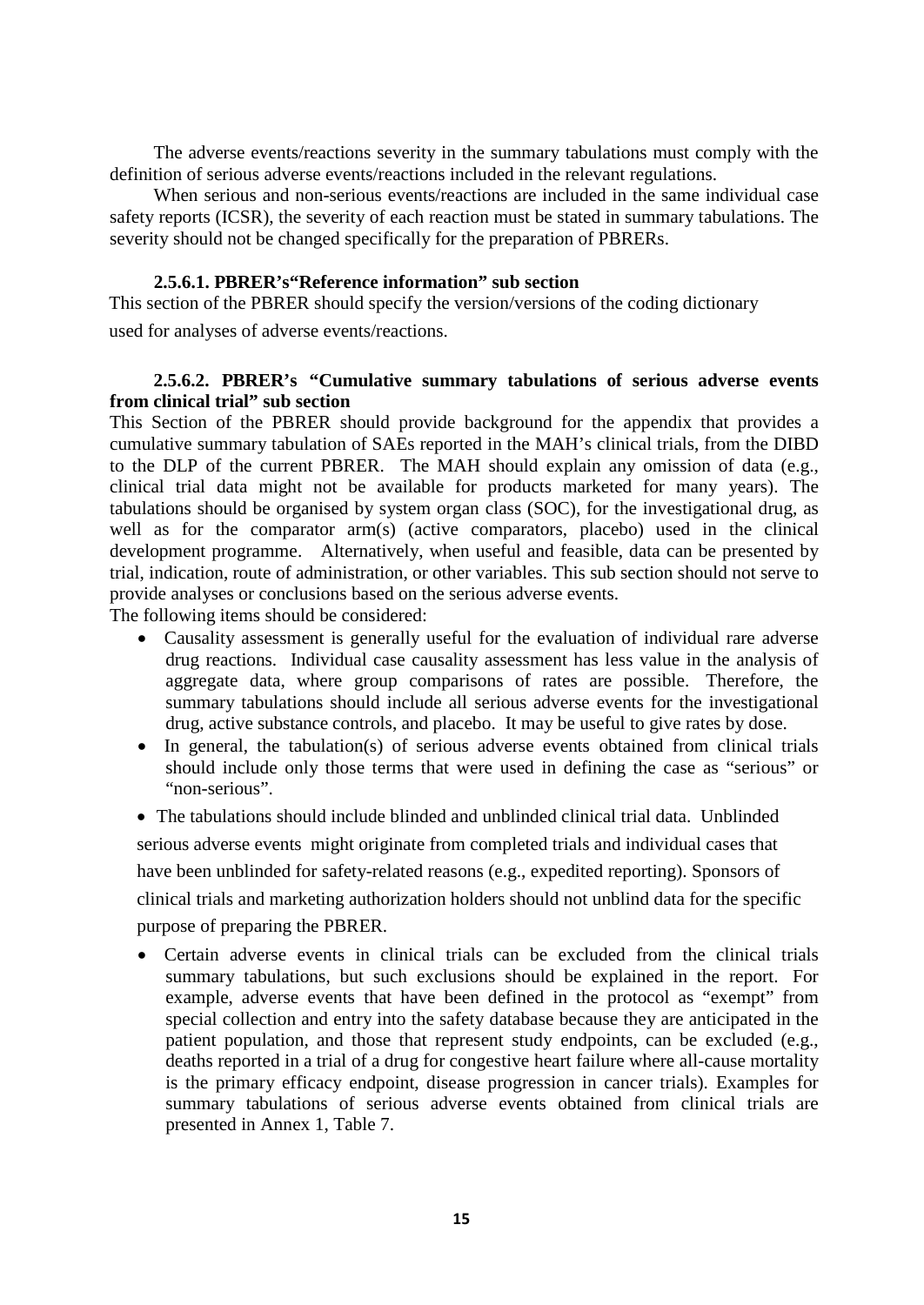The adverse events/reactions severity in the summary tabulations must comply with the definition of serious adverse events/reactions included in the relevant regulations.

When serious and non-serious events/reactions are included in the same individual case safety reports (ICSR), the severity of each reaction must be stated in summary tabulations. The severity should not be changed specifically for the preparation of PBRERs.

#### 2.5.6.1. PBRER's"Reference information" sub section

This section of the PBRER should specify the version/versions of the coding dictionary used for analyses of adverse events/reactions.

#### 2.5.6.2. PBRER's "Cumulative summary tabulations of serious adverse events from clinical trial" sub section

This Section of the PBRER should provide background for the appendix that provides a cumulative summary tabulation of SAEs reported in the MAH's clinical trials, from the DIBD to the DLP of the current PBRER. The MAH should explain any omission of data (e.g., clinical trial data might not be available for products marketed for many years). The tabulations should be organised by system organ class (SOC), for the investigational drug, as well as for the comparator arm(s) (active comparators, placebo) used in the clinical development programme. Alternatively, when useful and feasible, data can be presented by trial, indication, route of administration, or other variables. This sub section should not serve to provide analyses or conclusions based on the serious adverse events.

The following items should be considered:

- Causality assessment is generally useful for the evaluation of individual rare adverse drug reactions. Individual case causality assessment has less value in the analysis of aggregate data, where group comparisons of rates are possible. Therefore, the summary tabulations should include all serious adverse events for the investigational drug, active substance controls, and placebo. It may be useful to give rates by dose.
- In general, the tabulation(s) of serious adverse events obtained from clinical trials should include only those terms that were used in defining the case as "serious" or "non-serious".
- The tabulations should include blinded and unblinded clinical trial data. Unblinded serious adverse events might originate from completed trials and individual cases that have been unblinded for safety-related reasons (e.g., expedited reporting). Sponsors of clinical trials and marketing authorization holders should not unblind data for the specific purpose of preparing the PBRER.
- Certain adverse events in clinical trials can be excluded from the clinical trials summary tabulations, but such exclusions should be explained in the report. For example, adverse events that have been defined in the protocol as "exempt" from special collection and entry into the safety database because they are anticipated in the patient population, and those that represent study endpoints, can be excluded (e.g., deaths reported in a trial of a drug for congestive heart failure where all-cause mortality is the primary efficacy endpoint, disease progression in cancer trials). Examples for summary tabulations of serious adverse events obtained from clinical trials are presented in Annex 1, Table 7.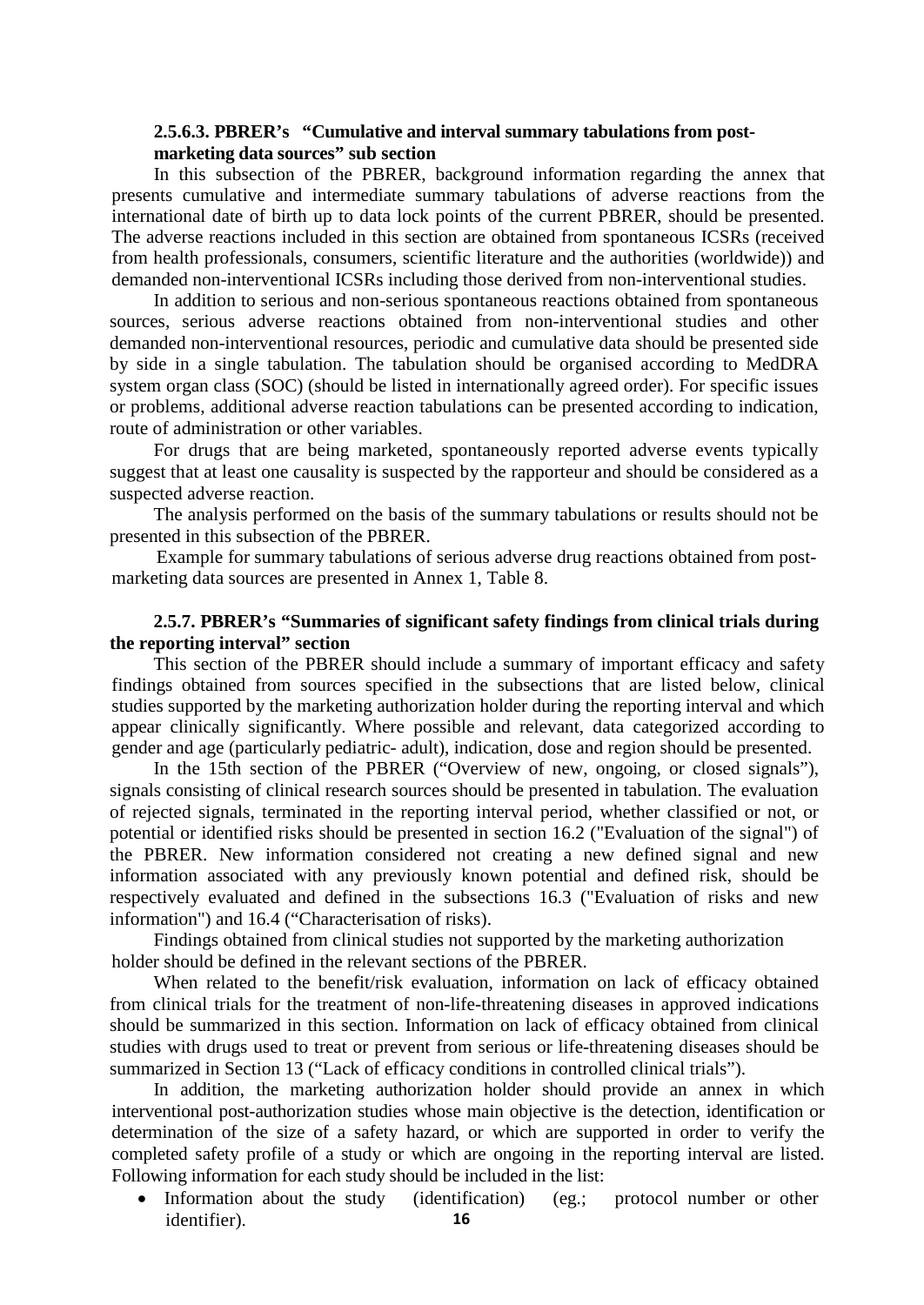#### 2.5.6.3. PBRER's "Cumulative and interval summary tabulations from post-marketing data sources" sub section

In this subsection of the PBRER, background information regarding the annex that presents cumulative and intermediate summary tabulations of adverse reactions from the international date of birth up to data lock points of the current PBRER, should be presented. The adverse reactions included in this section are obtained from spontaneous ICSRs (received from health professionals, consumers, scientific literature and the authorities (worldwide)) and demanded non-interventional ICSRs including those derived from non-interventional studies.

In addition to serious and non-serious spontaneous reactions obtained from spontaneous sources, serious adverse reactions obtained from non-interventional studies and other demanded non-interventional resources, periodic and cumulative data should be presented side by side in a single tabulation. The tabulation should be organised according to MedDRA system organ class (SOC) (should be listed in internationally agreed order). For specific issues or problems, additional adverse reaction tabulations can be presented according to indication, route of administration or other variables.

For drugs that are being marketed, spontaneously reported adverse events typically suggest that at least one causality is suspected by the rapporteur and should be considered as a suspected adverse reaction.

The analysis performed on the basis of the summary tabulations or results should not be presented in this subsection of the PBRER.

Example for summary tabulations of serious adverse drug reactions obtained from post-marketing data sources are presented in Annex 1, Table 8.

### 2.5.7. PBRER's "Summaries of significant safety findings from clinical trials during the reporting interval" section

This section of the PBRER should include a summary of important efficacy and safety findings obtained from sources specified in the subsections that are listed below, clinical studies supported by the marketing authorization holder during the reporting interval and which appear clinically significantly. Where possible and relevant, data categorized according to gender and age (particularly pediatric- adult), indication, dose and region should be presented.

In the 15th section of the PBRER ("Overview of new, ongoing, or closed signals"), signals consisting of clinical research sources should be presented in tabulation. The evaluation of rejected signals, terminated in the reporting interval period, whether classified or not, or potential or identified risks should be presented in section 16.2 ("Evaluation of the signal") of the PBRER. New information considered not creating a new defined signal and new information associated with any previously known potential and defined risk, should be respectively evaluated and defined in the subsections 16.3 ("Evaluation of risks and new information") and 16.4 ("Characterisation of risks).

Findings obtained from clinical studies not supported by the marketing authorization holder should be defined in the relevant sections of the PBRER.

When related to the benefit/risk evaluation, information on lack of efficacy obtained from clinical trials for the treatment of non-life-threatening diseases in approved indications should be summarized in this section. Information on lack of efficacy obtained from clinical studies with drugs used to treat or prevent from serious or life-threatening diseases should be summarized in Section 13 ("Lack of efficacy conditions in controlled clinical trials").

In addition, the marketing authorization holder should provide an annex in which interventional post-authorization studies whose main objective is the detection, identification or determination of the size of a safety hazard, or which are supported in order to verify the completed safety profile of a study or which are ongoing in the reporting interval are listed. Following information for each study should be included in the list:

- Information about the study (identification) (eg.; protocol number or other identifier).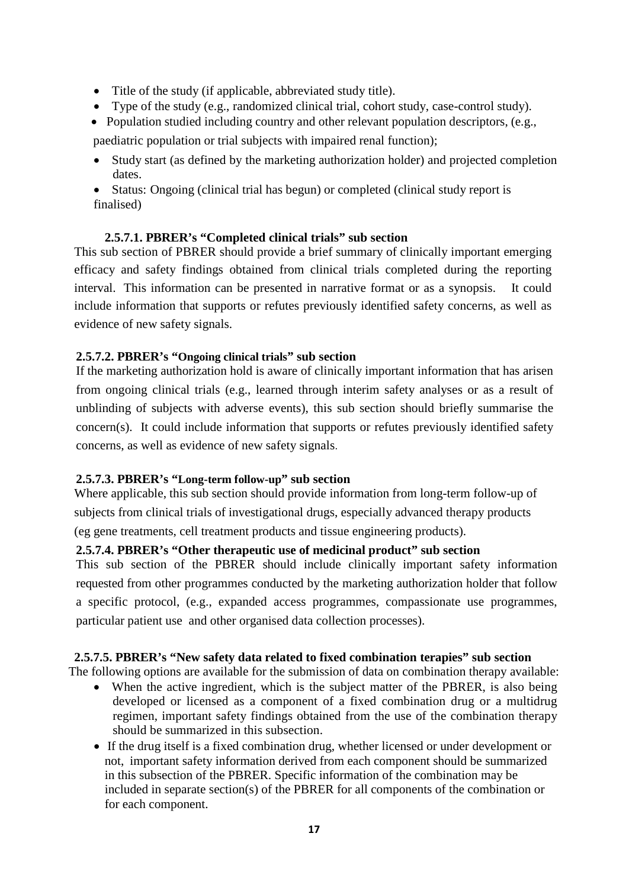- Title of the study (if applicable, abbreviated study title).
- Type of the study (e.g., randomized clinical trial, cohort study, case-control study).
- Population studied including country and other relevant population descriptors, (e.g., paediatric population or trial subjects with impaired renal function);
- Study start (as defined by the marketing authorization holder) and projected completion dates.
- Status: Ongoing (clinical trial has begun) or completed (clinical study report is finalised)

#### 2.5.7.1. PBRER's "Completed clinical trials" sub section

This sub section of PBRER should provide a brief summary of clinically important emerging efficacy and safety findings obtained from clinical trials completed during the reporting interval. This information can be presented in narrative format or as a synopsis. It could include information that supports or refutes previously identified safety concerns, as well as evidence of new safety signals.

#### 2.5.7.2. PBRER's "Ongoing clinical trials" sub section

If the marketing authorization hold is aware of clinically important information that has arisen from ongoing clinical trials (e.g., learned through interim safety analyses or as a result of unblinding of subjects with adverse events), this sub section should briefly summarise the concern(s). It could include information that supports or refutes previously identified safety concerns, as well as evidence of new safety signals.

#### 2.5.7.3. PBRER's "Long-term follow-up" sub section

Where applicable, this sub section should provide information from long-term follow-up of subjects from clinical trials of investigational drugs, especially advanced therapy products (eg gene treatments, cell treatment products and tissue engineering products).

#### 2.5.7.4. PBRER's "Other therapeutic use of medicinal product" sub section

This sub section of the PBRER should include clinically important safety information requested from other programmes conducted by the marketing authorization holder that follow a specific protocol, (e.g., expanded access programmes, compassionate use programmes, particular patient use and other organised data collection processes).

#### 2.5.7.5. PBRER's "New safety data related to fixed combination terapies" sub section

The following options are available for the submission of data on combination therapy available:

- When the active ingredient, which is the subject matter of the PBRER, is also being developed or licensed as a component of a fixed combination drug or a multidrug regimen, important safety findings obtained from the use of the combination therapy should be summarized in this subsection.
- If the drug itself is a fixed combination drug, whether licensed or under development or not, important safety information derived from each component should be summarized in this subsection of the PBRER. Specific information of the combination may be included in separate section(s) of the PBRER for all components of the combination or for each component.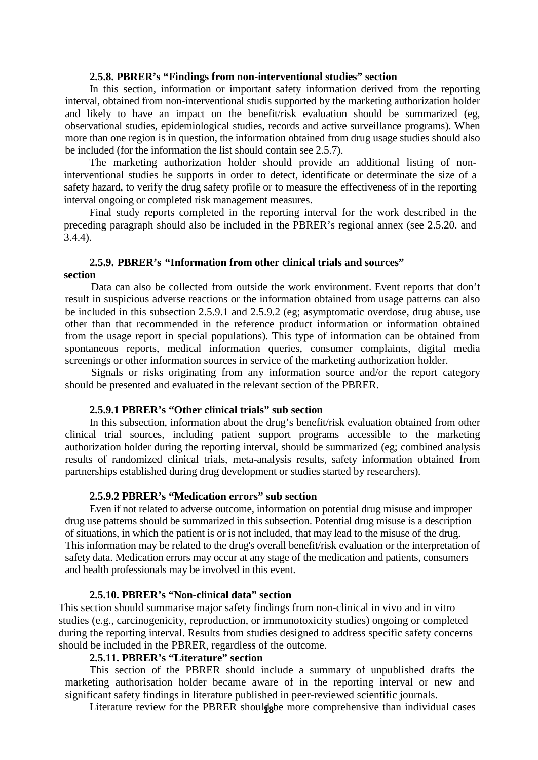### 2.5.8. PBRER's "Findings from non-interventional studies" section

In this section, information or important safety information derived from the reporting interval, obtained from non-interventional studis supported by the marketing authorization holder and likely to have an impact on the benefit/risk evaluation should be summarized (eg, observational studies, epidemiological studies, records and active surveillance programs). When more than one region is in question, the information obtained from drug usage studies should also be included (for the information the list should contain see 2.5.7).

The marketing authorization holder should provide an additional listing of non-interventional studies he supports in order to detect, identificate or determinate the size of a safety hazard, to verify the drug safety profile or to measure the effectiveness of in the reporting interval ongoing or completed risk management measures.

Final study reports completed in the reporting interval for the work described in the preceding paragraph should also be included in the PBRER's regional annex (see 2.5.20. and 3.4.4).

### 2.5.9. PBRER's "Information from other clinical trials and sources" section

Data can also be collected from outside the work environment. Event reports that don't result in suspicious adverse reactions or the information obtained from usage patterns can also be included in this subsection 2.5.9.1 and 2.5.9.2 (eg; asymptomatic overdose, drug abuse, use other than that recommended in the reference product information or information obtained from the usage report in special populations). This type of information can be obtained from spontaneous reports, medical information queries, consumer complaints, digital media screenings or other information sources in service of the marketing authorization holder.

Signals or risks originating from any information source and/or the report category should be presented and evaluated in the relevant section of the PBRER.

#### 2.5.9.1 PBRER's "Other clinical trials" sub section

In this subsection, information about the drug's benefit/risk evaluation obtained from other clinical trial sources, including patient support programs accessible to the marketing authorization holder during the reporting interval, should be summarized (eg; combined analysis results of randomized clinical trials, meta-analysis results, safety information obtained from partnerships established during drug development or studies started by researchers).

#### 2.5.9.2 PBRER's "Medication errors" sub section

Even if not related to adverse outcome, information on potential drug misuse and improper drug use patterns should be summarized in this subsection. Potential drug misuse is a description of situations, in which the patient is or is not included, that may lead to the misuse of the drug. This information may be related to the drug's overall benefit/risk evaluation or the interpretation of safety data. Medication errors may occur at any stage of the medication and patients, consumers and health professionals may be involved in this event.

### 2.5.10. PBRER's "Non-clinical data" section

This section should summarise major safety findings from non-clinical in vivo and in vitro studies (e.g., carcinogenicity, reproduction, or immunotoxicity studies) ongoing or completed during the reporting interval. Results from studies designed to address specific safety concerns should be included in the PBRER, regardless of the outcome.

### 2.5.11. PBRER's "Literature" section

This section of the PBRER should include a summary of unpublished drafts the marketing authorisation holder became aware of in the reporting interval or new and significant safety findings in literature published in peer-reviewed scientific journals.

Literature review for the PBRER should be more comprehensive than individual cases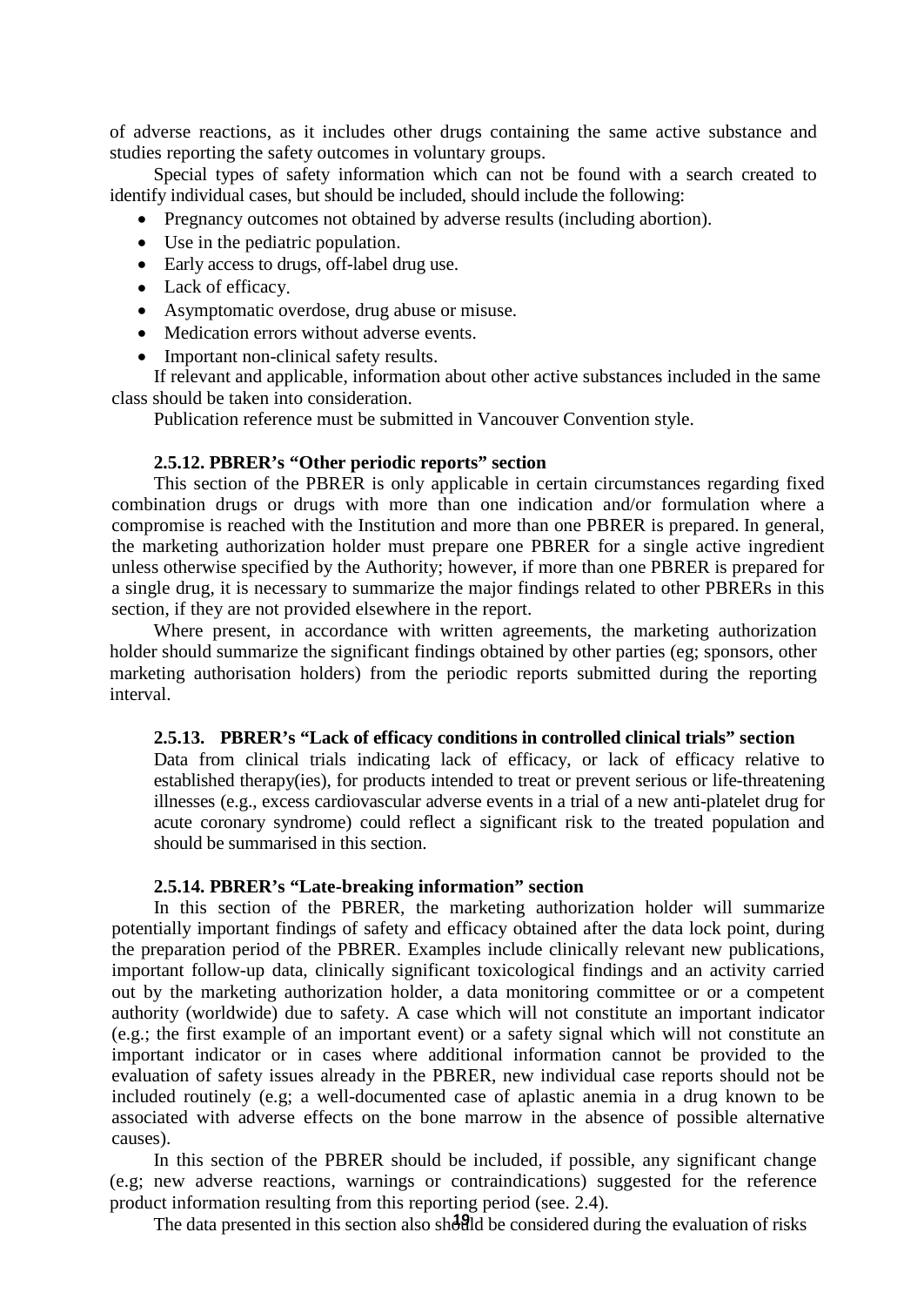of adverse reactions, as it includes other drugs containing the same active substance and studies reporting the safety outcomes in voluntary groups.

Special types of safety information which can not be found with a search created to identify individual cases, but should be included, should include the following:

- Pregnancy outcomes not obtained by adverse results (including abortion).
- Use in the pediatric population.
- Early access to drugs, off-label drug use.
- Lack of efficacy.
- Asymptomatic overdose, drug abuse or misuse.
- Medication errors without adverse events.
- Important non-clinical safety results.

If relevant and applicable, information about other active substances included in the same class should be taken into consideration.

Publication reference must be submitted in Vancouver Convention style.

#### 2.5.12. PBRER's "Other periodic reports" section

This section of the PBRER is only applicable in certain circumstances regarding fixed combination drugs or drugs with more than one indication and/or formulation where a compromise is reached with the Institution and more than one PBRER is prepared. In general, the marketing authorization holder must prepare one PBRER for a single active ingredient unless otherwise specified by the Authority; however, if more than one PBRER is prepared for a single drug, it is necessary to summarize the major findings related to other PBRERs in this section, if they are not provided elsewhere in the report.

Where present, in accordance with written agreements, the marketing authorization holder should summarize the significant findings obtained by other parties (eg; sponsors, other marketing authorisation holders) from the periodic reports submitted during the reporting interval.

#### 2.5.13. PBRER's "Lack of efficacy conditions in controlled clinical trials" section

Data from clinical trials indicating lack of efficacy, or lack of efficacy relative to established therapy(ies), for products intended to treat or prevent serious or life-threatening illnesses (e.g., excess cardiovascular adverse events in a trial of a new anti-platelet drug for acute coronary syndrome) could reflect a significant risk to the treated population and should be summarised in this section.

#### 2.5.14. PBRER's "Late-breaking information" section

In this section of the PBRER, the marketing authorization holder will summarize potentially important findings of safety and efficacy obtained after the data lock point, during the preparation period of the PBRER. Examples include clinically relevant new publications, important follow-up data, clinically significant toxicological findings and an activity carried out by the marketing authorization holder, a data monitoring committee or or a competent authority (worldwide) due to safety. A case which will not constitute an important indicator (e.g.; the first example of an important event) or a safety signal which will not constitute an important indicator or in cases where additional information cannot be provided to the evaluation of safety issues already in the PBRER, new individual case reports should not be included routinely (e.g; a well-documented case of aplastic anemia in a drug known to be associated with adverse effects on the bone marrow in the absence of possible alternative causes).

In this section of the PBRER should be included, if possible, any significant change (e.g; new adverse reactions, warnings or contraindications) suggested for the reference product information resulting from this reporting period (see. 2.4).

The data presented in this section also should be considered during the evaluation of risks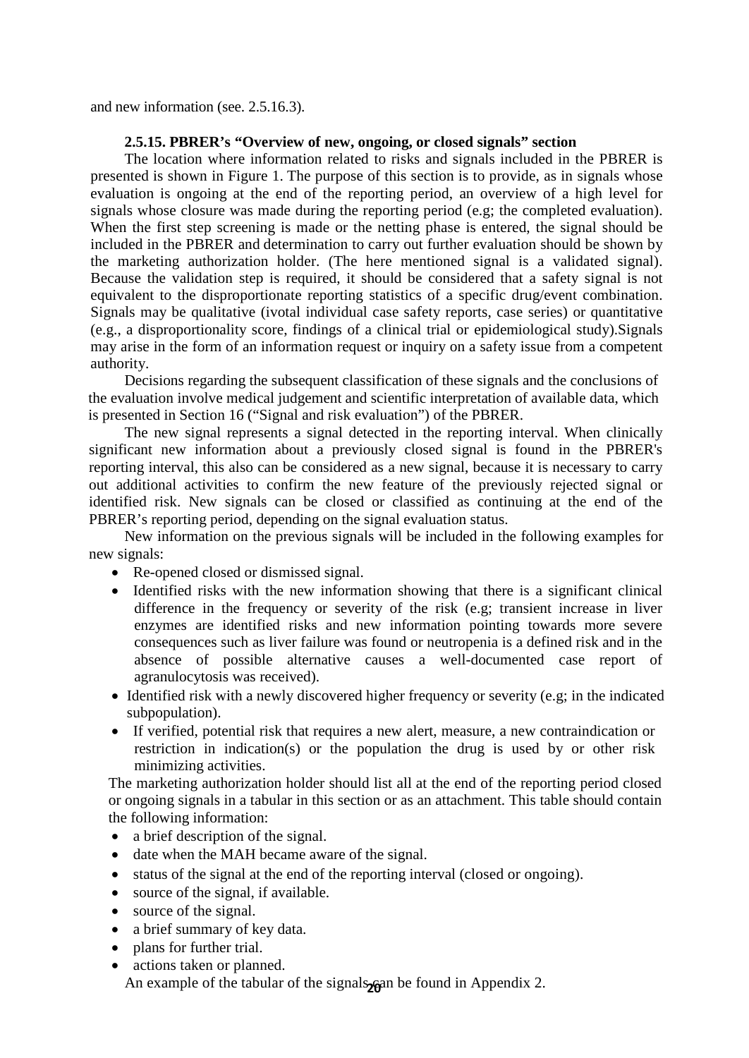and new information (see. 2.5.16.3).

### 2.5.15. PBRER's "Overview of new, ongoing, or closed signals" section

The location where information related to risks and signals included in the PBRER is presented is shown in Figure 1. The purpose of this section is to provide, as in signals whose evaluation is ongoing at the end of the reporting period, an overview of a high level for signals whose closure was made during the reporting period (e.g; the completed evaluation). When the first step screening is made or the netting phase is entered, the signal should be included in the PBRER and determination to carry out further evaluation should be shown by the marketing authorization holder. (The here mentioned signal is a validated signal). Because the validation step is required, it should be considered that a safety signal is not equivalent to the disproportionate reporting statistics of a specific drug/event combination. Signals may be qualitative (ivotal individual case safety reports, case series) or quantitative (e.g., a disproportionality score, findings of a clinical trial or epidemiological study).Signals may arise in the form of an information request or inquiry on a safety issue from a competent authority.

Decisions regarding the subsequent classification of these signals and the conclusions of the evaluation involve medical judgement and scientific interpretation of available data, which is presented in Section 16 ("Signal and risk evaluation") of the PBRER.

The new signal represents a signal detected in the reporting interval. When clinically significant new information about a previously closed signal is found in the PBRER's reporting interval, this also can be considered as a new signal, because it is necessary to carry out additional activities to confirm the new feature of the previously rejected signal or identified risk. New signals can be closed or classified as continuing at the end of the PBRER's reporting period, depending on the signal evaluation status.

New information on the previous signals will be included in the following examples for new signals:

- Re-opened closed or dismissed signal.
- Identified risks with the new information showing that there is a significant clinical difference in the frequency or severity of the risk (e.g; transient increase in liver enzymes are identified risks and new information pointing towards more severe consequences such as liver failure was found or neutropenia is a defined risk and in the absence of possible alternative causes a well-documented case report of agranulocytosis was received).
- Identified risk with a newly discovered higher frequency or severity (e.g; in the indicated subpopulation).
- If verified, potential risk that requires a new alert, measure, a new contraindication or restriction in indication(s) or the population the drug is used by or other risk minimizing activities.

The marketing authorization holder should list all at the end of the reporting period closed or ongoing signals in a tabular in this section or as an attachment. This table should contain the following information:

- a brief description of the signal.
- date when the MAH became aware of the signal.
- status of the signal at the end of the reporting interval (closed or ongoing).
- source of the signal, if available.
- source of the signal.
- a brief summary of key data.
- plans for further trial.
- actions taken or planned.

An example of the tabular of the signals can be found in Appendix 2.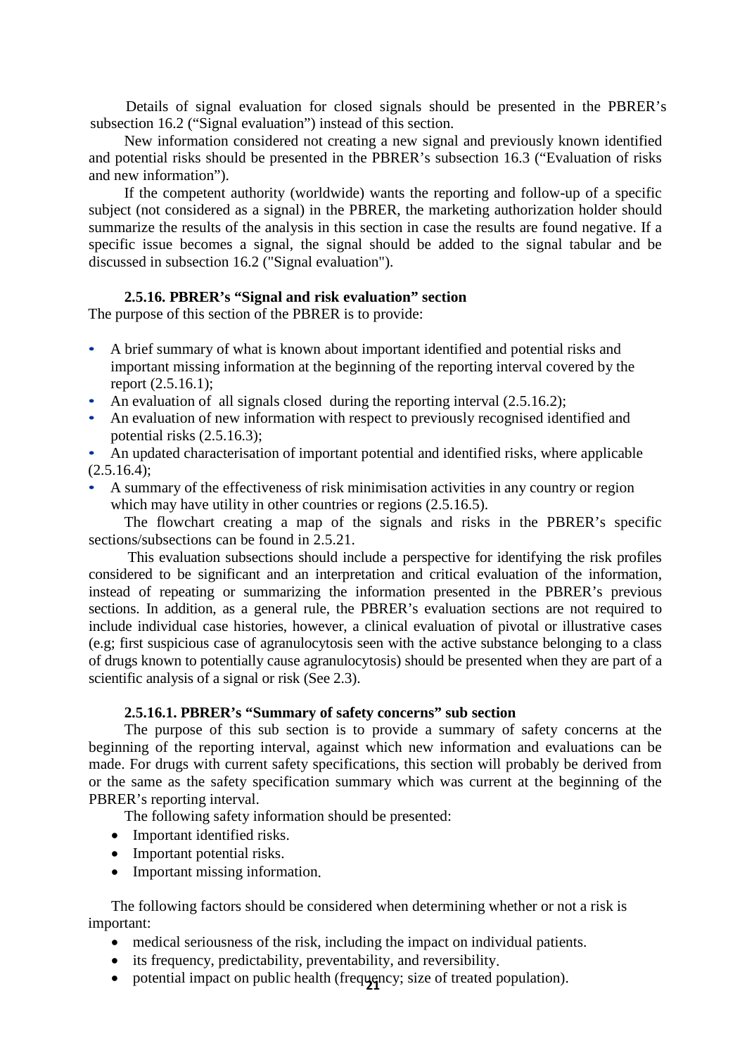Details of signal evaluation for closed signals should be presented in the PBRER's subsection 16.2 ("Signal evaluation") instead of this section.

New information considered not creating a new signal and previously known identified and potential risks should be presented in the PBRER's subsection 16.3 ("Evaluation of risks and new information").

If the competent authority (worldwide) wants the reporting and follow-up of a specific subject (not considered as a signal) in the PBRER, the marketing authorization holder should summarize the results of the analysis in this section in case the results are found negative. If a specific issue becomes a signal, the signal should be added to the signal tabular and be discussed in subsection 16.2 ("Signal evaluation").

### 2.5.16. PBRER's "Signal and risk evaluation" section

The purpose of this section of the PBRER is to provide:

- A brief summary of what is known about important identified and potential risks and important missing information at the beginning of the reporting interval covered by the report (2.5.16.1);
- An evaluation of all signals closed during the reporting interval (2.5.16.2);
- An evaluation of new information with respect to previously recognised identified and potential risks (2.5.16.3);
- An updated characterisation of important potential and identified risks, where applicable (2.5.16.4);
- A summary of the effectiveness of risk minimisation activities in any country or region which may have utility in other countries or regions (2.5.16.5).

The flowchart creating a map of the signals and risks in the PBRER's specific sections/subsections can be found in 2.5.21.

This evaluation subsections should include a perspective for identifying the risk profiles considered to be significant and an interpretation and critical evaluation of the information, instead of repeating or summarizing the information presented in the PBRER's previous sections. In addition, as a general rule, the PBRER's evaluation sections are not required to include individual case histories, however, a clinical evaluation of pivotal or illustrative cases (e.g; first suspicious case of agranulocytosis seen with the active substance belonging to a class of drugs known to potentially cause agranulocytosis) should be presented when they are part of a scientific analysis of a signal or risk (See 2.3).

#### 2.5.16.1. PBRER's "Summary of safety concerns" sub section

The purpose of this sub section is to provide a summary of safety concerns at the beginning of the reporting interval, against which new information and evaluations can be made. For drugs with current safety specifications, this section will probably be derived from or the same as the safety specification summary which was current at the beginning of the PBRER's reporting interval.

The following safety information should be presented:

- Important identified risks.
- Important potential risks.
- Important missing information.

The following factors should be considered when determining whether or not a risk is important:

- medical seriousness of the risk, including the impact on individual patients.
- its frequency, predictability, preventability, and reversibility.
- potential impact on public health (frequency; size of treated population).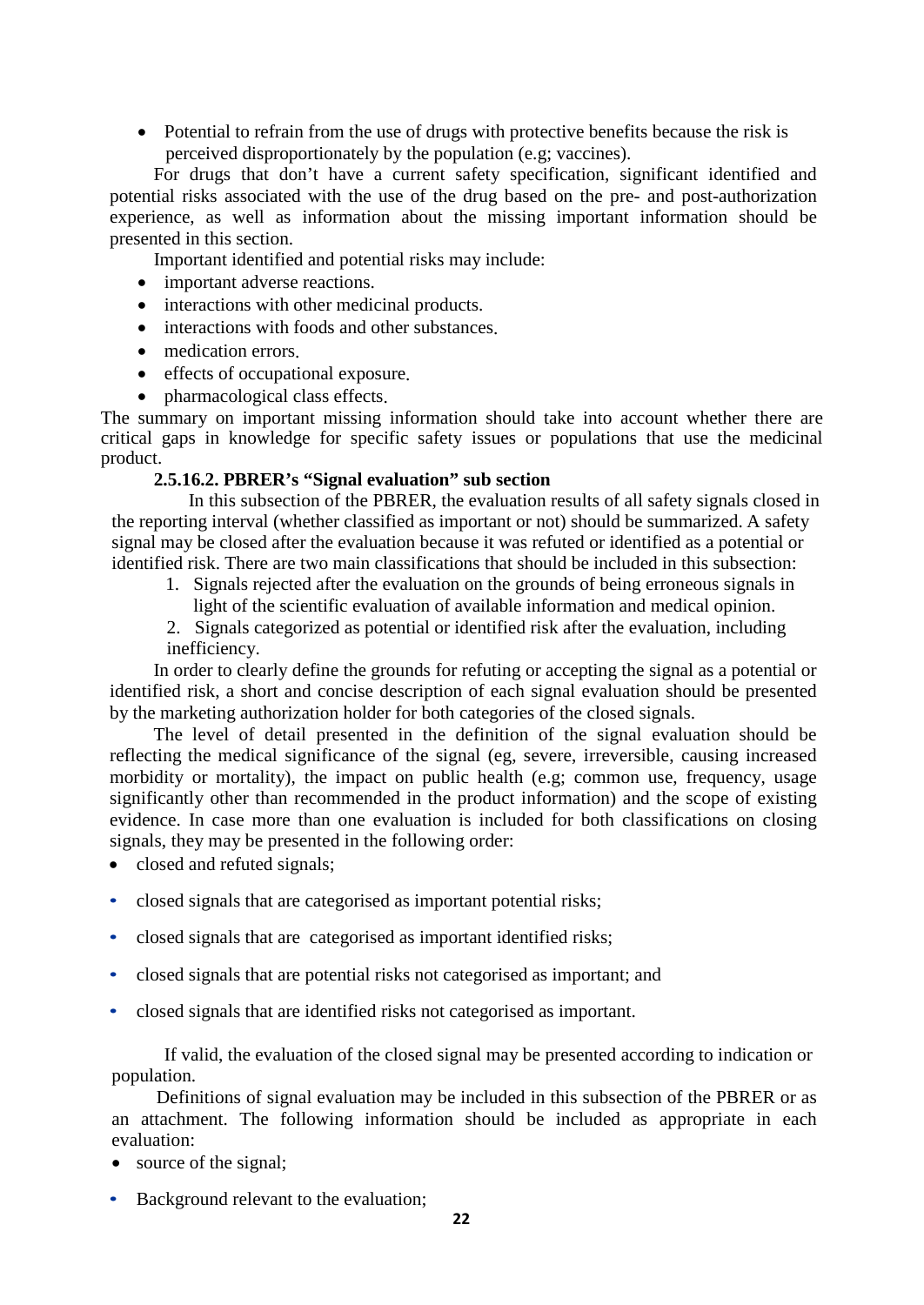- Potential to refrain from the use of drugs with protective benefits because the risk is perceived disproportionately by the population (e.g; vaccines).

For drugs that don't have a current safety specification, significant identified and potential risks associated with the use of the drug based on the pre- and post-authorization experience, as well as information about the missing important information should be presented in this section.

Important identified and potential risks may include:

- important adverse reactions.
- interactions with other medicinal products.
- interactions with foods and other substances.
- medication errors.
- effects of occupational exposure.
- pharmacological class effects.

The summary on important missing information should take into account whether there are critical gaps in knowledge for specific safety issues or populations that use the medicinal product.

#### 2.5.16.2. PBRER's "Signal evaluation" sub section

In this subsection of the PBRER, the evaluation results of all safety signals closed in the reporting interval (whether classified as important or not) should be summarized. A safety signal may be closed after the evaluation because it was refuted or identified as a potential or identified risk. There are two main classifications that should be included in this subsection:

1. Signals rejected after the evaluation on the grounds of being erroneous signals in light of the scientific evaluation of available information and medical opinion.
2. Signals categorized as potential or identified risk after the evaluation, including inefficiency.

In order to clearly define the grounds for refuting or accepting the signal as a potential or identified risk, a short and concise description of each signal evaluation should be presented by the marketing authorization holder for both categories of the closed signals.

The level of detail presented in the definition of the signal evaluation should be reflecting the medical significance of the signal (eg, severe, irreversible, causing increased morbidity or mortality), the impact on public health (e.g; common use, frequency, usage significantly other than recommended in the product information) and the scope of existing evidence. In case more than one evaluation is included for both classifications on closing signals, they may be presented in the following order:

- closed and refuted signals;
- closed signals that are categorised as important potential risks;
- closed signals that are categorised as important identified risks;
- closed signals that are potential risks not categorised as important; and
- closed signals that are identified risks not categorised as important.

If valid, the evaluation of the closed signal may be presented according to indication or population.

Definitions of signal evaluation may be included in this subsection of the PBRER or as an attachment. The following information should be included as appropriate in each evaluation:

- source of the signal;
- Background relevant to the evaluation;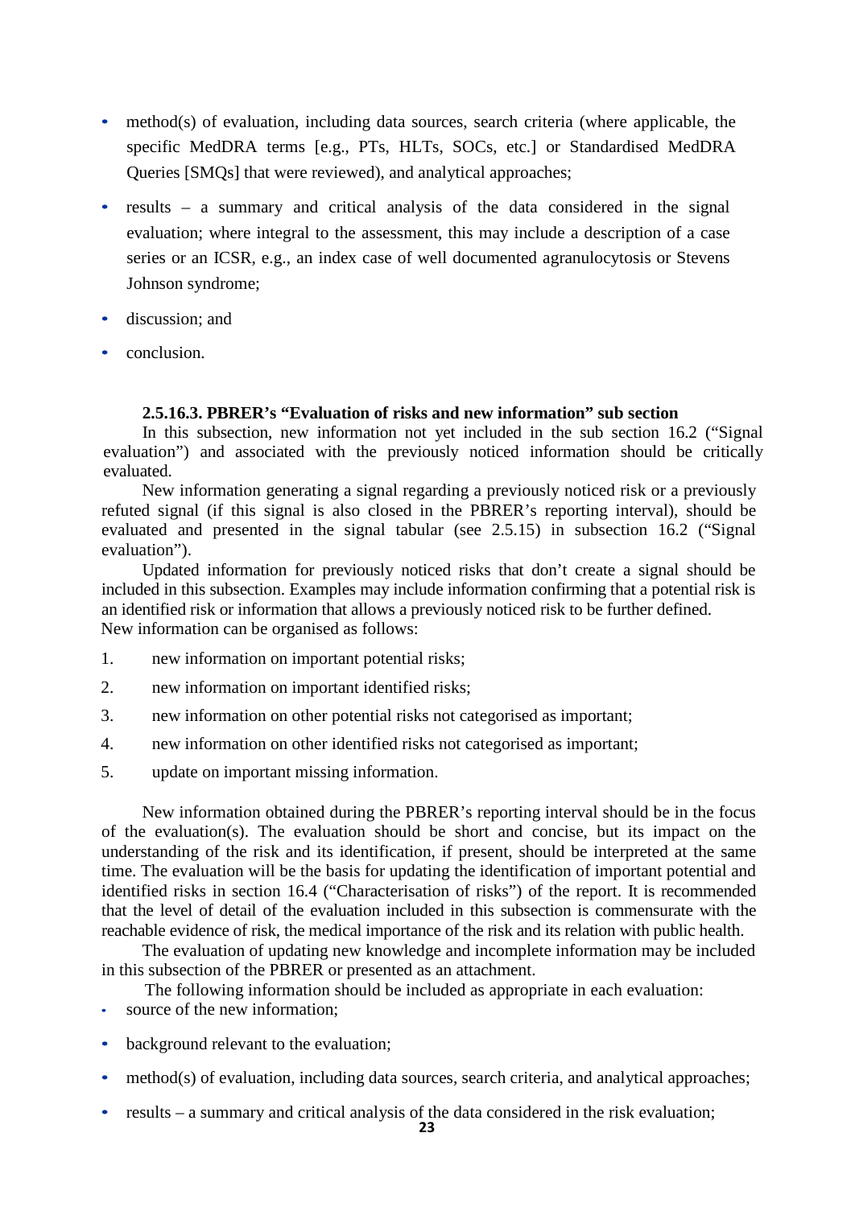- method(s) of evaluation, including data sources, search criteria (where applicable, the specific MedDRA terms [e.g., PTs, HLTs, SOCs, etc.] or Standardised MedDRA Queries [SMQs] that were reviewed), and analytical approaches;
- results – a summary and critical analysis of the data considered in the signal evaluation; where integral to the assessment, this may include a description of a case series or an ICSR, e.g., an index case of well documented agranulocytosis or Stevens Johnson syndrome;
- discussion; and
- conclusion.

#### 2.5.16.3. PBRER's "Evaluation of risks and new information" sub section

In this subsection, new information not yet included in the sub section 16.2 ("Signal evaluation") and associated with the previously noticed information should be critically evaluated.

New information generating a signal regarding a previously noticed risk or a previously refuted signal (if this signal is also closed in the PBRER's reporting interval), should be evaluated and presented in the signal tabular (see 2.5.15) in subsection 16.2 ("Signal evaluation").

Updated information for previously noticed risks that don't create a signal should be included in this subsection. Examples may include information confirming that a potential risk is an identified risk or information that allows a previously noticed risk to be further defined.
New information can be organised as follows:

1. new information on important potential risks;
2. new information on important identified risks;
3. new information on other potential risks not categorised as important;
4. new information on other identified risks not categorised as important;
5. update on important missing information.

New information obtained during the PBRER's reporting interval should be in the focus of the evaluation(s). The evaluation should be short and concise, but its impact on the understanding of the risk and its identification, if present, should be interpreted at the same time. The evaluation will be the basis for updating the identification of important potential and identified risks in section 16.4 ("Characterisation of risks") of the report. It is recommended that the level of detail of the evaluation included in this subsection is commensurate with the reachable evidence of risk, the medical importance of the risk and its relation with public health.

The evaluation of updating new knowledge and incomplete information may be included in this subsection of the PBRER or presented as an attachment.

The following information should be included as appropriate in each evaluation:

- source of the new information;
- background relevant to the evaluation;
- method(s) of evaluation, including data sources, search criteria, and analytical approaches;
- results – a summary and critical analysis of the data considered in the risk evaluation;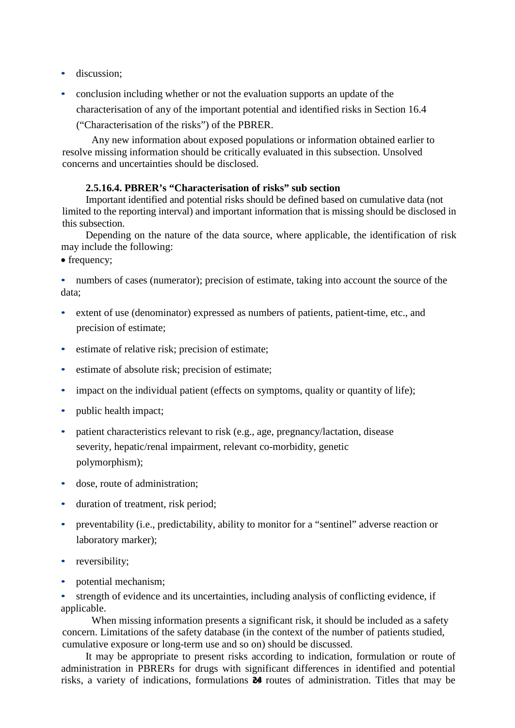- discussion;
- conclusion including whether or not the evaluation supports an update of the characterisation of any of the important potential and identified risks in Section 16.4 ("Characterisation of the risks") of the PBRER.

Any new information about exposed populations or information obtained earlier to resolve missing information should be critically evaluated in this subsection. Unsolved concerns and uncertainties should be disclosed.

**2.5.16.4. PBRER's "Characterisation of risks" sub section**

Important identified and potential risks should be defined based on cumulative data (not limited to the reporting interval) and important information that is missing should be disclosed in this subsection.

Depending on the nature of the data source, where applicable, the identification of risk may include the following:

- frequency;
- numbers of cases (numerator); precision of estimate, taking into account the source of the data;
- extent of use (denominator) expressed as numbers of patients, patient-time, etc., and precision of estimate;
- estimate of relative risk; precision of estimate;
- estimate of absolute risk; precision of estimate;
- impact on the individual patient (effects on symptoms, quality or quantity of life);
- public health impact;
- patient characteristics relevant to risk (e.g., age, pregnancy/lactation, disease severity, hepatic/renal impairment, relevant co-morbidity, genetic polymorphism);
- dose, route of administration;
- duration of treatment, risk period;
- preventability (i.e., predictability, ability to monitor for a "sentinel" adverse reaction or laboratory marker);
- reversibility;
- potential mechanism;
- strength of evidence and its uncertainties, including analysis of conflicting evidence, if applicable.

When missing information presents a significant risk, it should be included as a safety concern. Limitations of the safety database (in the context of the number of patients studied, cumulative exposure or long-term use and so on) should be discussed.

It may be appropriate to present risks according to indication, formulation or route of administration in PBRERs for drugs with significant differences in identified and potential risks, a variety of indications, formulations or routes of administration. Titles that may be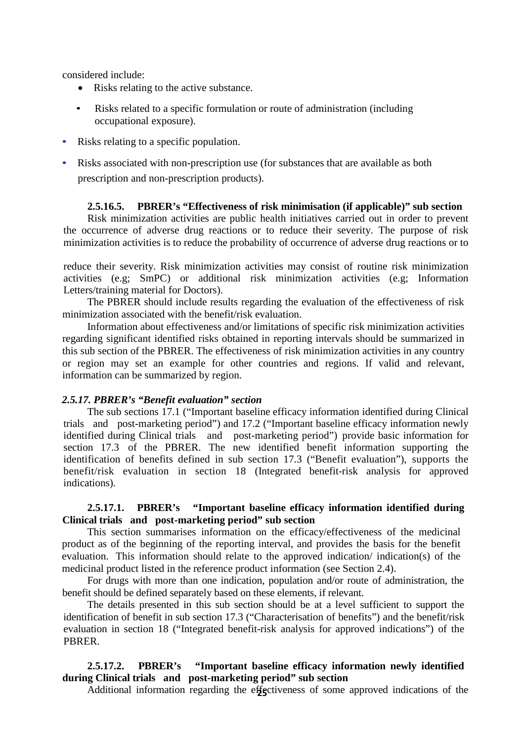considered include:

- Risks relating to the active substance.
- Risks related to a specific formulation or route of administration (including occupational exposure).
- Risks relating to a specific population.
- Risks associated with non-prescription use (for substances that are available as both prescription and non-prescription products).

#### 2.5.16.5. PBRER's "Effectiveness of risk minimisation (if applicable)" sub section

Risk minimization activities are public health initiatives carried out in order to prevent the occurrence of adverse drug reactions or to reduce their severity. The purpose of risk minimization activities is to reduce the probability of occurrence of adverse drug reactions or to reduce their severity. Risk minimization activities may consist of routine risk minimization activities (e.g; SmPC) or additional risk minimization activities (e.g; Information Letters/training material for Doctors).

The PBRER should include results regarding the evaluation of the effectiveness of risk minimization associated with the benefit/risk evaluation.

Information about effectiveness and/or limitations of specific risk minimization activities regarding significant identified risks obtained in reporting intervals should be summarized in this sub section of the PBRER. The effectiveness of risk minimization activities in any country or region may set an example for other countries and regions. If valid and relevant, information can be summarized by region.

### *2.5.17. PBRER's "Benefit evaluation" section*

The sub sections 17.1 ("Important baseline efficacy information identified during Clinical trials and post-marketing period") and 17.2 ("Important baseline efficacy information newly identified during Clinical trials and post-marketing period") provide basic information for section 17.3 of the PBRER. The new identified benefit information supporting the identification of benefits defined in sub section 17.3 ("Benefit evaluation"), supports the benefit/risk evaluation in section 18 (Integrated benefit-risk analysis for approved indications).

#### 2.5.17.1. PBRER's "Important baseline efficacy information identified during Clinical trials and post-marketing period" sub section

This section summarises information on the efficacy/effectiveness of the medicinal product as of the beginning of the reporting interval, and provides the basis for the benefit evaluation. This information should relate to the approved indication/ indication(s) of the medicinal product listed in the reference product information (see Section 2.4).

For drugs with more than one indication, population and/or route of administration, the benefit should be defined separately based on these elements, if relevant.

The details presented in this sub section should be at a level sufficient to support the identification of benefit in sub section 17.3 ("Characterisation of benefits") and the benefit/risk evaluation in section 18 ("Integrated benefit-risk analysis for approved indications") of the PBRER.

#### 2.5.17.2. PBRER's "Important baseline efficacy information newly identified during Clinical trials and post-marketing period" sub section

Additional information regarding the effectiveness of some approved indications of the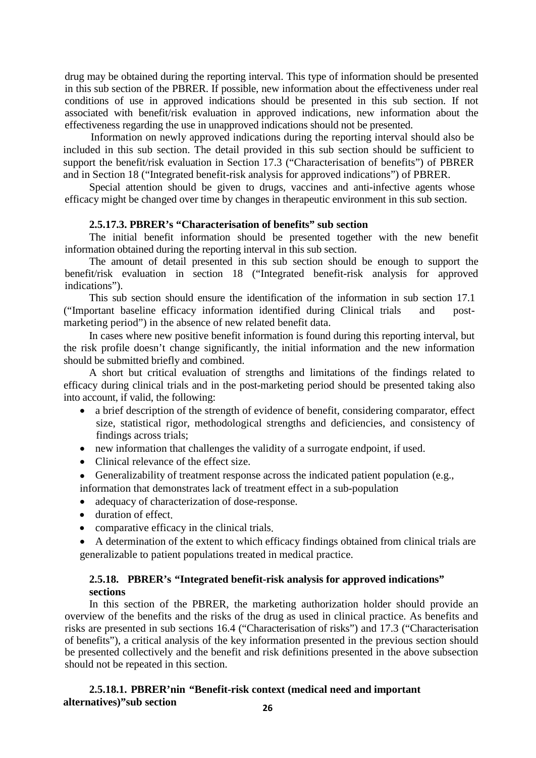drug may be obtained during the reporting interval. This type of information should be presented in this sub section of the PBRER. If possible, new information about the effectiveness under real conditions of use in approved indications should be presented in this sub section. If not associated with benefit/risk evaluation in approved indications, new information about the effectiveness regarding the use in unapproved indications should not be presented.

Information on newly approved indications during the reporting interval should also be included in this sub section. The detail provided in this sub section should be sufficient to support the benefit/risk evaluation in Section 17.3 ("Characterisation of benefits") of PBRER and in Section 18 ("Integrated benefit-risk analysis for approved indications") of PBRER.

Special attention should be given to drugs, vaccines and anti-infective agents whose efficacy might be changed over time by changes in therapeutic environment in this sub section.

#### 2.5.17.3. PBRER's "Characterisation of benefits" sub section

The initial benefit information should be presented together with the new benefit information obtained during the reporting interval in this sub section.

The amount of detail presented in this sub section should be enough to support the benefit/risk evaluation in section 18 ("Integrated benefit-risk analysis for approved indications").

This sub section should ensure the identification of the information in sub section 17.1 ("Important baseline efficacy information identified during Clinical trials and post-marketing period") in the absence of new related benefit data.

In cases where new positive benefit information is found during this reporting interval, but the risk profile doesn't change significantly, the initial information and the new information should be submitted briefly and combined.

A short but critical evaluation of strengths and limitations of the findings related to efficacy during clinical trials and in the post-marketing period should be presented taking also into account, if valid, the following:

- a brief description of the strength of evidence of benefit, considering comparator, effect size, statistical rigor, methodological strengths and deficiencies, and consistency of findings across trials;
- new information that challenges the validity of a surrogate endpoint, if used.
- Clinical relevance of the effect size.
- Generalizability of treatment response across the indicated patient population (e.g., information that demonstrates lack of treatment effect in a sub-population
- adequacy of characterization of dose-response.
- duration of effect.
- comparative efficacy in the clinical trials.
- A determination of the extent to which efficacy findings obtained from clinical trials are generalizable to patient populations treated in medical practice.

### 2.5.18. PBRER's "Integrated benefit-risk analysis for approved indications" sections

In this section of the PBRER, the marketing authorization holder should provide an overview of the benefits and the risks of the drug as used in clinical practice. As benefits and risks are presented in sub sections 16.4 ("Characterisation of risks") and 17.3 ("Characterisation of benefits"), a critical analysis of the key information presented in the previous section should be presented collectively and the benefit and risk definitions presented in the above subsection should not be repeated in this section.

#### 2.5.18.1. PBRER'nin "Benefit-risk context (medical need and important alternatives)"sub section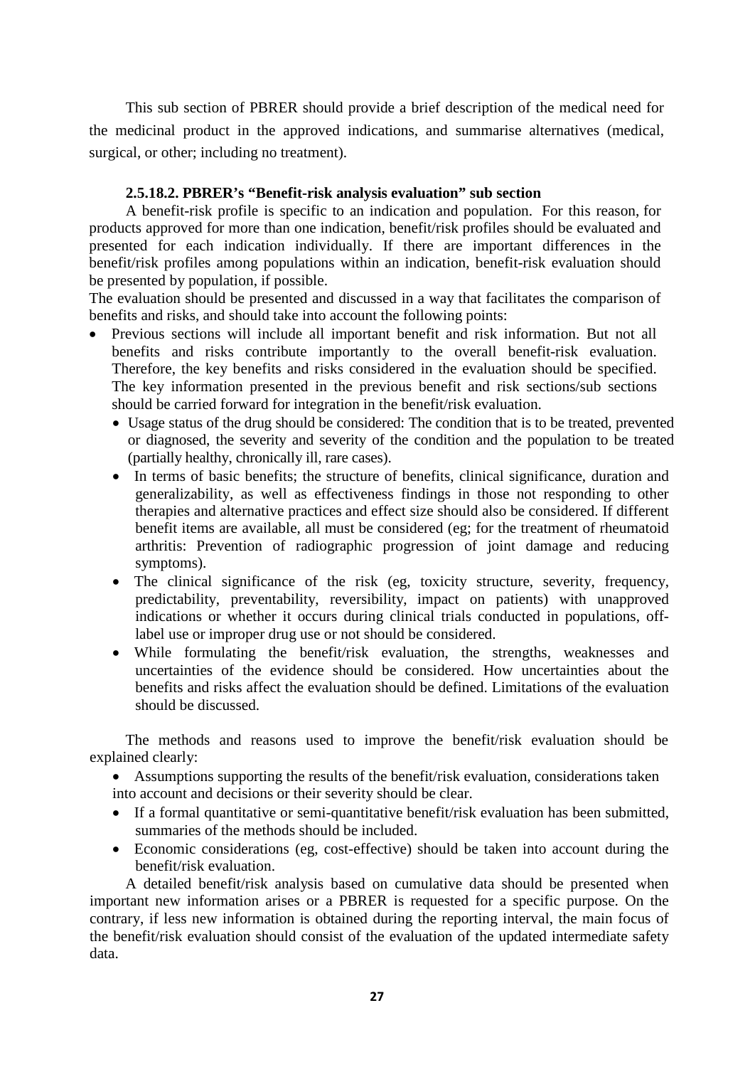This sub section of PBRER should provide a brief description of the medical need for the medicinal product in the approved indications, and summarise alternatives (medical, surgical, or other; including no treatment).

#### 2.5.18.2. PBRER's "Benefit-risk analysis evaluation" sub section

A benefit-risk profile is specific to an indication and population. For this reason, for products approved for more than one indication, benefit/risk profiles should be evaluated and presented for each indication individually. If there are important differences in the benefit/risk profiles among populations within an indication, benefit-risk evaluation should be presented by population, if possible.

The evaluation should be presented and discussed in a way that facilitates the comparison of benefits and risks, and should take into account the following points:

- Previous sections will include all important benefit and risk information. But not all benefits and risks contribute importantly to the overall benefit-risk evaluation. Therefore, the key benefits and risks considered in the evaluation should be specified. The key information presented in the previous benefit and risk sections/sub sections should be carried forward for integration in the benefit/risk evaluation.
  - Usage status of the drug should be considered: The condition that is to be treated, prevented or diagnosed, the severity and severity of the condition and the population to be treated (partially healthy, chronically ill, rare cases).
  - In terms of basic benefits; the structure of benefits, clinical significance, duration and generalizability, as well as effectiveness findings in those not responding to other therapies and alternative practices and effect size should also be considered. If different benefit items are available, all must be considered (eg; for the treatment of rheumatoid arthritis: Prevention of radiographic progression of joint damage and reducing symptoms).
  - The clinical significance of the risk (eg, toxicity structure, severity, frequency, predictability, preventability, reversibility, impact on patients) with unapproved indications or whether it occurs during clinical trials conducted in populations, off-label use or improper drug use or not should be considered.
  - While formulating the benefit/risk evaluation, the strengths, weaknesses and uncertainties of the evidence should be considered. How uncertainties about the benefits and risks affect the evaluation should be defined. Limitations of the evaluation should be discussed.

The methods and reasons used to improve the benefit/risk evaluation should be explained clearly:

- Assumptions supporting the results of the benefit/risk evaluation, considerations taken into account and decisions or their severity should be clear.
- If a formal quantitative or semi-quantitative benefit/risk evaluation has been submitted, summaries of the methods should be included.
- Economic considerations (eg, cost-effective) should be taken into account during the benefit/risk evaluation.

A detailed benefit/risk analysis based on cumulative data should be presented when important new information arises or a PBRER is requested for a specific purpose. On the contrary, if less new information is obtained during the reporting interval, the main focus of the benefit/risk evaluation should consist of the evaluation of the updated intermediate safety data.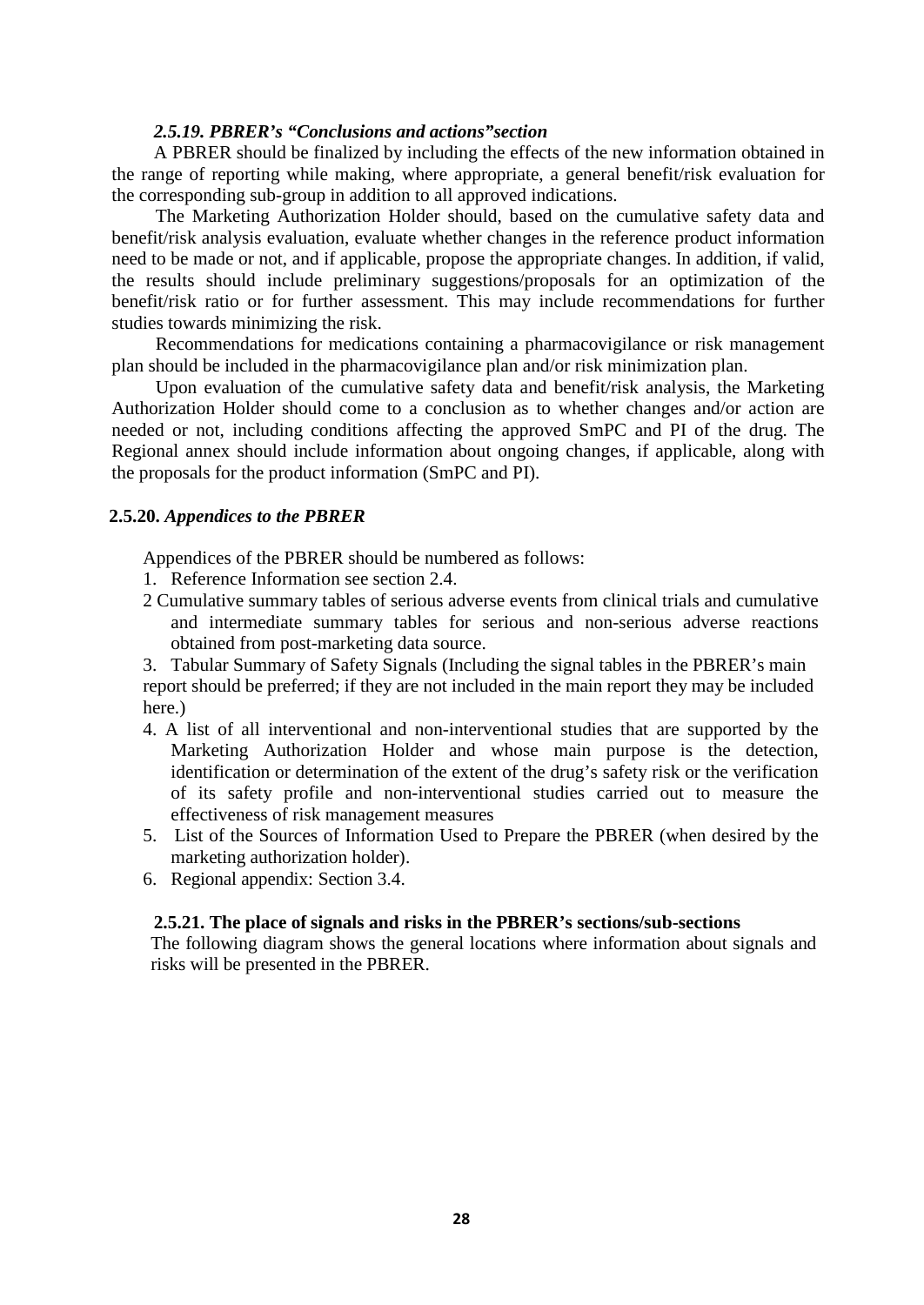### *2.5.19. PBRER's "Conclusions and actions"section*

A PBRER should be finalized by including the effects of the new information obtained in the range of reporting while making, where appropriate, a general benefit/risk evaluation for the corresponding sub-group in addition to all approved indications.

The Marketing Authorization Holder should, based on the cumulative safety data and benefit/risk analysis evaluation, evaluate whether changes in the reference product information need to be made or not, and if applicable, propose the appropriate changes. In addition, if valid, the results should include preliminary suggestions/proposals for an optimization of the benefit/risk ratio or for further assessment. This may include recommendations for further studies towards minimizing the risk.

Recommendations for medications containing a pharmacovigilance or risk management plan should be included in the pharmacovigilance plan and/or risk minimization plan.

Upon evaluation of the cumulative safety data and benefit/risk analysis, the Marketing Authorization Holder should come to a conclusion as to whether changes and/or action are needed or not, including conditions affecting the approved SmPC and PI of the drug. The Regional annex should include information about ongoing changes, if applicable, along with the proposals for the product information (SmPC and PI).

### **2.5.20.** *Appendices to the PBRER*

Appendices of the PBRER should be numbered as follows:

1. Reference Information see section 2.4.
2. Cumulative summary tables of serious adverse events from clinical trials and cumulative and intermediate summary tables for serious and non-serious adverse reactions obtained from post-marketing data source.
3. Tabular Summary of Safety Signals (Including the signal tables in the PBRER's main report should be preferred; if they are not included in the main report they may be included here.)
4. A list of all interventional and non-interventional studies that are supported by the Marketing Authorization Holder and whose main purpose is the detection, identification or determination of the extent of the drug's safety risk or the verification of its safety profile and non-interventional studies carried out to measure the effectiveness of risk management measures
5. List of the Sources of Information Used to Prepare the PBRER (when desired by the marketing authorization holder).
6. Regional appendix: Section 3.4.

### **2.5.21. The place of signals and risks in the PBRER's sections/sub-sections**

The following diagram shows the general locations where information about signals and risks will be presented in the PBRER.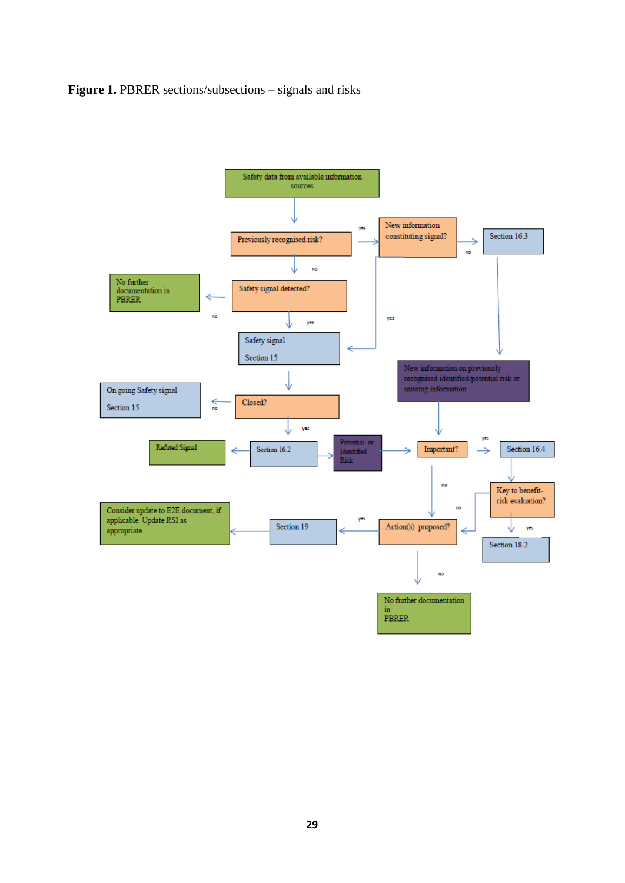**Figure 1.** PBRER sections/subsections – signals and risks

Safety data from available information sources

Previously recognised risk?

yes

New information constituting signal?

Section 16.3

no

no

No further documentation in PBRER

Safety signal detected?

no

yes

yes

Safety signal

Section 15

New information on previously recognised identified/potential risk or missing information

On going Safety signal

Section 15

no

Closed?

yes

Refuted Signal

Section 16.2

Potential or Identified Risk

Important?

yes

Section 16.4

no

Key to benefit-risk evaluation?

no

Consider update to E2E document, if applicable. Update RSI as appropriate.

Section 19

yes

Action(s) proposed?

yes

Section 18.2

no

No further documentation in PBRER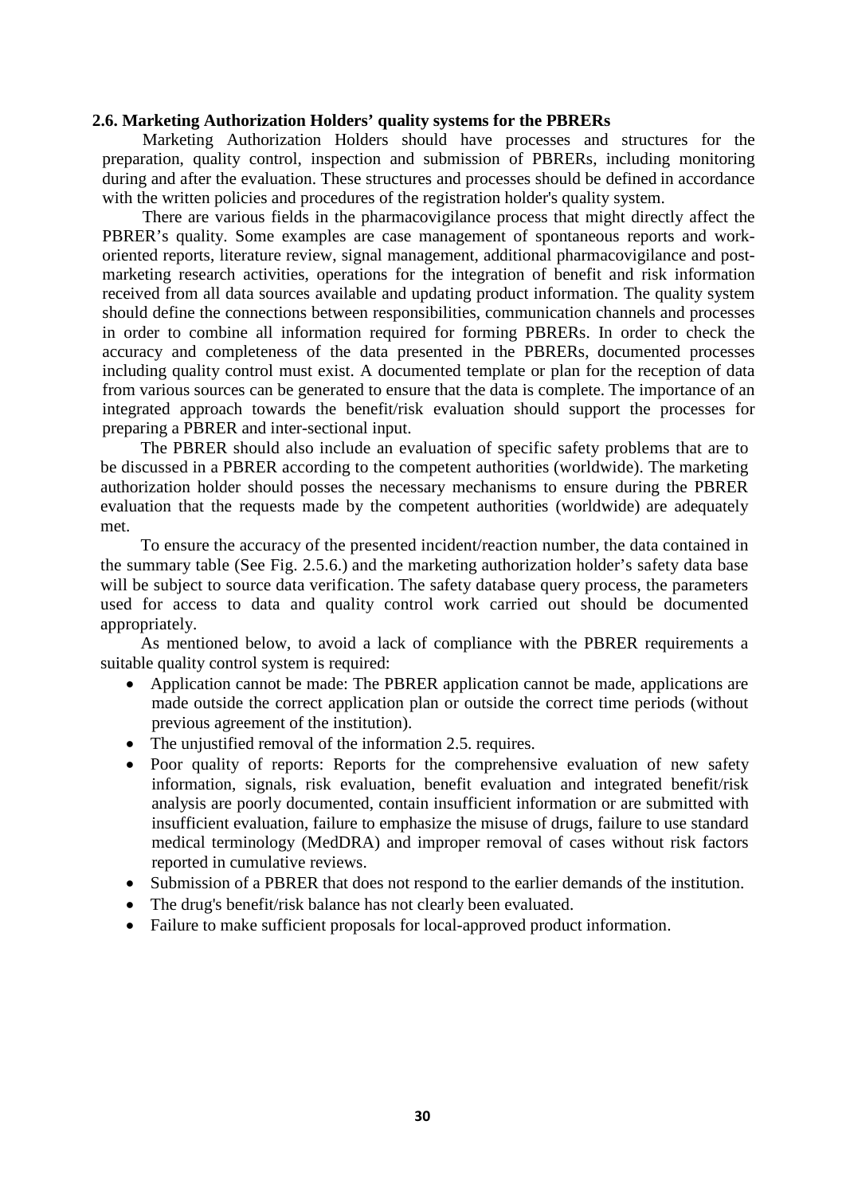### 2.6. Marketing Authorization Holders' quality systems for the PBRERs

Marketing Authorization Holders should have processes and structures for the preparation, quality control, inspection and submission of PBRERs, including monitoring during and after the evaluation. These structures and processes should be defined in accordance with the written policies and procedures of the registration holder's quality system.

There are various fields in the pharmacovigilance process that might directly affect the PBRER's quality. Some examples are case management of spontaneous reports and work-oriented reports, literature review, signal management, additional pharmacovigilance and post-marketing research activities, operations for the integration of benefit and risk information received from all data sources available and updating product information. The quality system should define the connections between responsibilities, communication channels and processes in order to combine all information required for forming PBRERs. In order to check the accuracy and completeness of the data presented in the PBRERs, documented processes including quality control must exist. A documented template or plan for the reception of data from various sources can be generated to ensure that the data is complete. The importance of an integrated approach towards the benefit/risk evaluation should support the processes for preparing a PBRER and inter-sectional input.

The PBRER should also include an evaluation of specific safety problems that are to be discussed in a PBRER according to the competent authorities (worldwide). The marketing authorization holder should posses the necessary mechanisms to ensure during the PBRER evaluation that the requests made by the competent authorities (worldwide) are adequately met.

To ensure the accuracy of the presented incident/reaction number, the data contained in the summary table (See Fig. 2.5.6.) and the marketing authorization holder's safety data base will be subject to source data verification. The safety database query process, the parameters used for access to data and quality control work carried out should be documented appropriately.

As mentioned below, to avoid a lack of compliance with the PBRER requirements a suitable quality control system is required:

- Application cannot be made: The PBRER application cannot be made, applications are made outside the correct application plan or outside the correct time periods (without previous agreement of the institution).
- The unjustified removal of the information 2.5. requires.
- Poor quality of reports: Reports for the comprehensive evaluation of new safety information, signals, risk evaluation, benefit evaluation and integrated benefit/risk analysis are poorly documented, contain insufficient information or are submitted with insufficient evaluation, failure to emphasize the misuse of drugs, failure to use standard medical terminology (MedDRA) and improper removal of cases without risk factors reported in cumulative reviews.
- Submission of a PBRER that does not respond to the earlier demands of the institution.
- The drug's benefit/risk balance has not clearly been evaluated.
- Failure to make sufficient proposals for local-approved product information.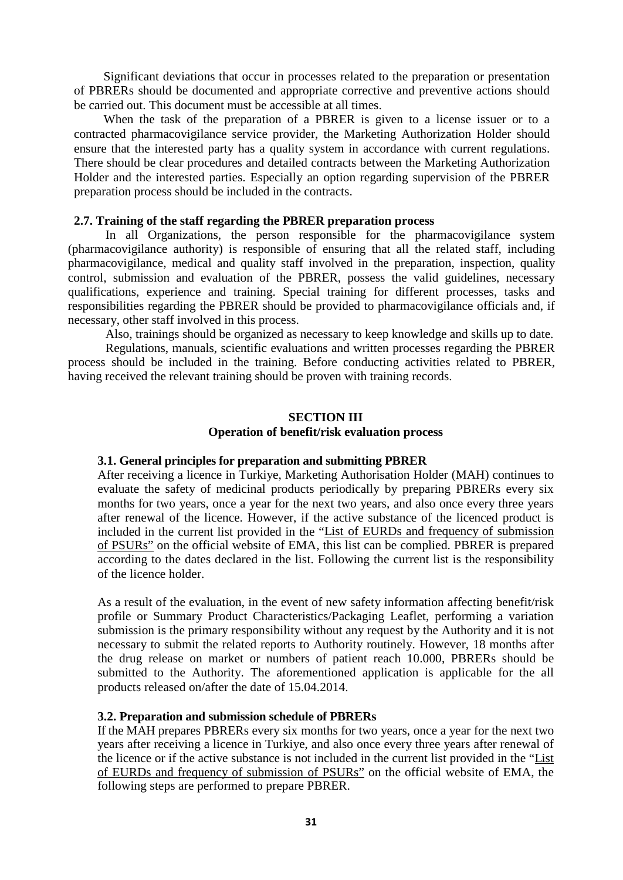Significant deviations that occur in processes related to the preparation or presentation of PBRERs should be documented and appropriate corrective and preventive actions should be carried out. This document must be accessible at all times.

When the task of the preparation of a PBRER is given to a license issuer or to a contracted pharmacovigilance service provider, the Marketing Authorization Holder should ensure that the interested party has a quality system in accordance with current regulations. There should be clear procedures and detailed contracts between the Marketing Authorization Holder and the interested parties. Especially an option regarding supervision of the PBRER preparation process should be included in the contracts.

### 2.7. Training of the staff regarding the PBRER preparation process

In all Organizations, the person responsible for the pharmacovigilance system (pharmacovigilance authority) is responsible of ensuring that all the related staff, including pharmacovigilance, medical and quality staff involved in the preparation, inspection, quality control, submission and evaluation of the PBRER, possess the valid guidelines, necessary qualifications, experience and training. Special training for different processes, tasks and responsibilities regarding the PBRER should be provided to pharmacovigilance officials and, if necessary, other staff involved in this process.

Also, trainings should be organized as necessary to keep knowledge and skills up to date.

Regulations, manuals, scientific evaluations and written processes regarding the PBRER process should be included in the training. Before conducting activities related to PBRER, having received the relevant training should be proven with training records.

## SECTION III
## Operation of benefit/risk evaluation process

### 3.1. General principles for preparation and submitting PBRER

After receiving a licence in Turkiye, Marketing Authorisation Holder (MAH) continues to evaluate the safety of medicinal products periodically by preparing PBRERs every six months for two years, once a year for the next two years, and also once every three years after renewal of the licence. However, if the active substance of the licenced product is included in the current list provided in the "List of EURDs and frequency of submission of PSURs" on the official website of EMA, this list can be complied. PBRER is prepared according to the dates declared in the list. Following the current list is the responsibility of the licence holder.

As a result of the evaluation, in the event of new safety information affecting benefit/risk profile or Summary Product Characteristics/Packaging Leaflet, performing a variation submission is the primary responsibility without any request by the Authority and it is not necessary to submit the related reports to Authority routinely. However, 18 months after the drug release on market or numbers of patient reach 10.000, PBRERs should be submitted to the Authority. The aforementioned application is applicable for the all products released on/after the date of 15.04.2014.

### 3.2. Preparation and submission schedule of PBRERs

If the MAH prepares PBRERs every six months for two years, once a year for the next two years after receiving a licence in Turkiye, and also once every three years after renewal of the licence or if the active substance is not included in the current list provided in the "List of EURDs and frequency of submission of PSURs" on the official website of EMA, the following steps are performed to prepare PBRER.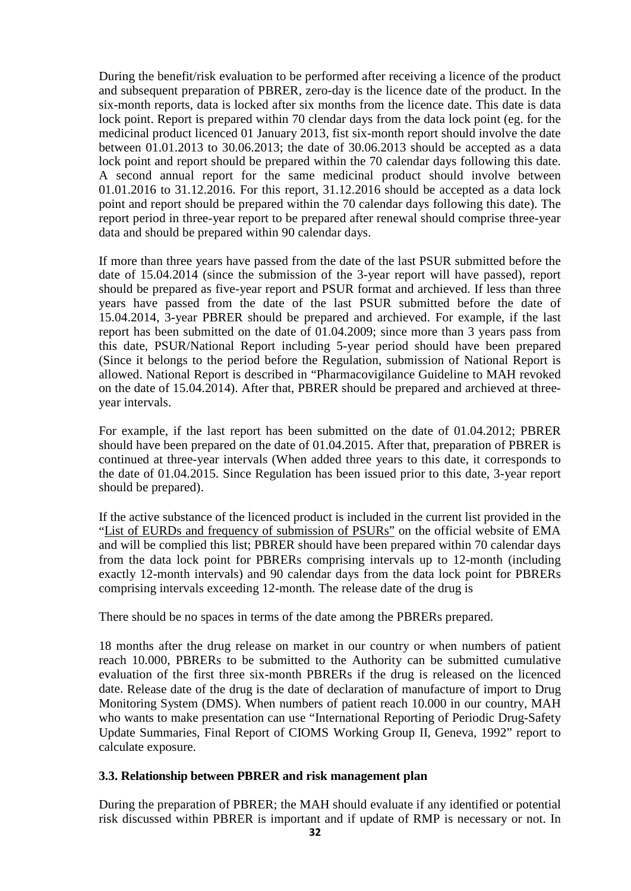During the benefit/risk evaluation to be performed after receiving a licence of the product and subsequent preparation of PBRER, zero-day is the licence date of the product. In the six-month reports, data is locked after six months from the licence date. This date is data lock point. Report is prepared within 70 clendar days from the data lock point (eg. for the medicinal product licenced 01 January 2013, fist six-month report should involve the date between 01.01.2013 to 30.06.2013; the date of 30.06.2013 should be accepted as a data lock point and report should be prepared within the 70 calendar days following this date. A second annual report for the same medicinal product should involve between 01.01.2016 to 31.12.2016. For this report, 31.12.2016 should be accepted as a data lock point and report should be prepared within the 70 calendar days following this date). The report period in three-year report to be prepared after renewal should comprise three-year data and should be prepared within 90 calendar days.

If more than three years have passed from the date of the last PSUR submitted before the date of 15.04.2014 (since the submission of the 3-year report will have passed), report should be prepared as five-year report and PSUR format and archieved. If less than three years have passed from the date of the last PSUR submitted before the date of 15.04.2014, 3-year PBRER should be prepared and archieved. For example, if the last report has been submitted on the date of 01.04.2009; since more than 3 years pass from this date, PSUR/National Report including 5-year period should have been prepared (Since it belongs to the period before the Regulation, submission of National Report is allowed. National Report is described in "Pharmacovigilance Guideline to MAH revoked on the date of 15.04.2014). After that, PBRER should be prepared and archieved at three-year intervals.

For example, if the last report has been submitted on the date of 01.04.2012; PBRER should have been prepared on the date of 01.04.2015. After that, preparation of PBRER is continued at three-year intervals (When added three years to this date, it corresponds to the date of 01.04.2015. Since Regulation has been issued prior to this date, 3-year report should be prepared).

If the active substance of the licenced product is included in the current list provided in the "List of EURDs and frequency of submission of PSURs" on the official website of EMA and will be complied this list; PBRER should have been prepared within 70 calendar days from the data lock point for PBRERs comprising intervals up to 12-month (including exactly 12-month intervals) and 90 calendar days from the data lock point for PBRERs comprising intervals exceeding 12-month. The release date of the drug is

There should be no spaces in terms of the date among the PBRERs prepared.

18 months after the drug release on market in our country or when numbers of patient reach 10.000, PBRERs to be submitted to the Authority can be submitted cumulative evaluation of the first three six-month PBRERs if the drug is released on the licenced date. Release date of the drug is the date of declaration of manufacture of import to Drug Monitoring System (DMS). When numbers of patient reach 10.000 in our country, MAH who wants to make presentation can use "International Reporting of Periodic Drug-Safety Update Summaries, Final Report of CIOMS Working Group II, Geneva, 1992" report to calculate exposure.

### 3.3. Relationship between PBRER and risk management plan

During the preparation of PBRER; the MAH should evaluate if any identified or potential risk discussed within PBRER is important and if update of RMP is necessary or not. In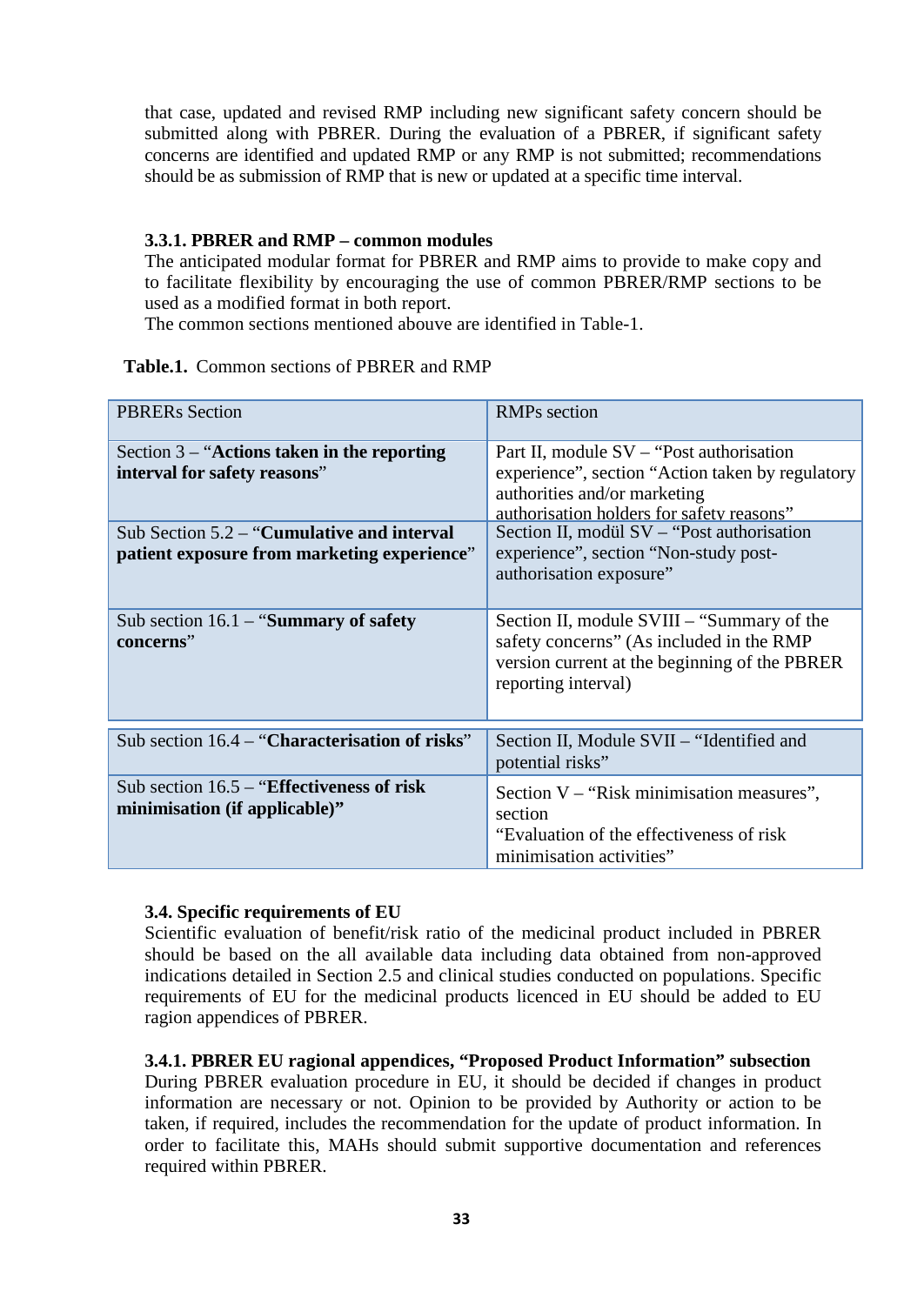that case, updated and revised RMP including new significant safety concern should be submitted along with PBRER. During the evaluation of a PBRER, if significant safety concerns are identified and updated RMP or any RMP is not submitted; recommendations should be as submission of RMP that is new or updated at a specific time interval.

### 3.3.1. PBRER and RMP – common modules

The anticipated modular format for PBRER and RMP aims to provide to make copy and to facilitate flexibility by encouraging the use of common PBRER/RMP sections to be used as a modified format in both report.
The common sections mentioned abouve are identified in Table-1.

**Table.1.** Common sections of PBRER and RMP

| PBRERs Section | RMPs section |
|---|---|
| Section 3 – "**Actions taken in the reporting interval for safety reasons**" | Part II, module SV – "Post authorisation experience", section "Action taken by regulatory authorities and/or marketing authorisation holders for safety reasons" |
| Sub Section 5.2 – "**Cumulative and interval patient exposure from marketing experience**" | Section II, modül SV – "Post authorisation experience", section "Non-study post-authorisation exposure" |
| Sub section 16.1 – "**Summary of safety concerns**" | Section II, module SVIII – "Summary of the safety concerns" (As included in the RMP version current at the beginning of the PBRER reporting interval) |
| Sub section 16.4 – "**Characterisation of risks**" | Section II, Module SVII – "Identified and potential risks" |
| Sub section 16.5 – "**Effectiveness of risk minimisation (if applicable)**" | Section V – "Risk minimisation measures", section "Evaluation of the effectiveness of risk minimisation activities" |

### 3.4. Specific requirements of EU

Scientific evaluation of benefit/risk ratio of the medicinal product included in PBRER should be based on the all available data including data obtained from non-approved indications detailed in Section 2.5 and clinical studies conducted on populations. Specific requirements of EU for the medicinal products licenced in EU should be added to EU ragion appendices of PBRER.

### 3.4.1. PBRER EU ragional appendices, "Proposed Product Information" subsection

During PBRER evaluation procedure in EU, it should be decided if changes in product information are necessary or not. Opinion to be provided by Authority or action to be taken, if required, includes the recommendation for the update of product information. In order to facilitate this, MAHs should submit supportive documentation and references required within PBRER.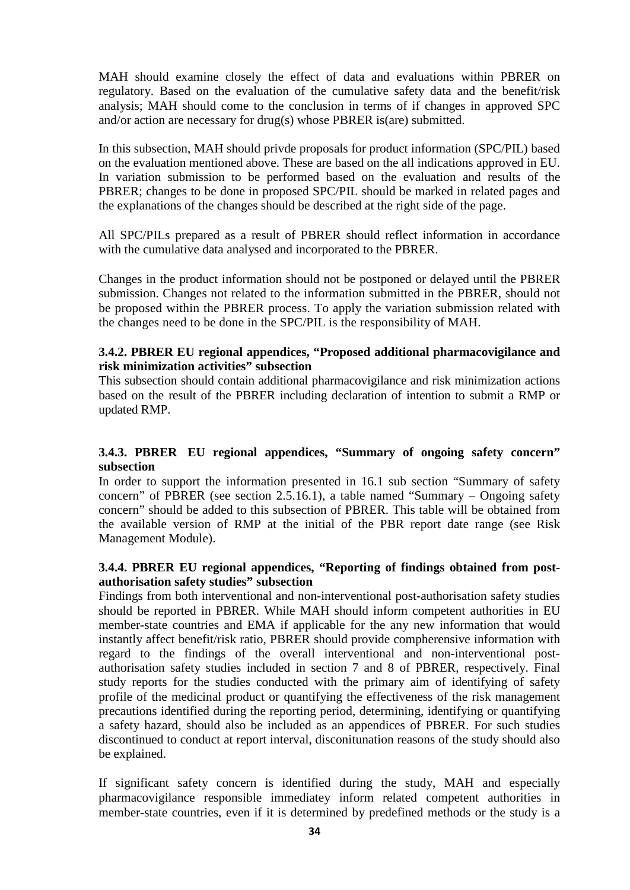MAH should examine closely the effect of data and evaluations within PBRER on regulatory. Based on the evaluation of the cumulative safety data and the benefit/risk analysis; MAH should come to the conclusion in terms of if changes in approved SPC and/or action are necessary for drug(s) whose PBRER is(are) submitted.

In this subsection, MAH should privde proposals for product information (SPC/PIL) based on the evaluation mentioned above. These are based on the all indications approved in EU. In variation submission to be performed based on the evaluation and results of the PBRER; changes to be done in proposed SPC/PIL should be marked in related pages and the explanations of the changes should be described at the right side of the page.

All SPC/PILs prepared as a result of PBRER should reflect information in accordance with the cumulative data analysed and incorporated to the PBRER.

Changes in the product information should not be postponed or delayed until the PBRER submission. Changes not related to the information submitted in the PBRER, should not be proposed within the PBRER process. To apply the variation submission related with the changes need to be done in the SPC/PIL is the responsibility of MAH.

### 3.4.2. PBRER EU regional appendices, "Proposed additional pharmacovigilance and risk minimization activities" subsection

This subsection should contain additional pharmacovigilance and risk minimization actions based on the result of the PBRER including declaration of intention to submit a RMP or updated RMP.

### 3.4.3. PBRER EU regional appendices, "Summary of ongoing safety concern" subsection

In order to support the information presented in 16.1 sub section "Summary of safety concern" of PBRER (see section 2.5.16.1), a table named "Summary – Ongoing safety concern" should be added to this subsection of PBRER. This table will be obtained from the available version of RMP at the initial of the PBR report date range (see Risk Management Module).

### 3.4.4. PBRER EU regional appendices, "Reporting of findings obtained from post-authorisation safety studies" subsection

Findings from both interventional and non-interventional post-authorisation safety studies should be reported in PBRER. While MAH should inform competent authorities in EU member-state countries and EMA if applicable for the any new information that would instantly affect benefit/risk ratio, PBRER should provide compherensive information with regard to the findings of the overall interventional and non-interventional post-authorisation safety studies included in section 7 and 8 of PBRER, respectively. Final study reports for the studies conducted with the primary aim of identifying of safety profile of the medicinal product or quantifying the effectiveness of the risk management precautions identified during the reporting period, determining, identifying or quantifying a safety hazard, should also be included as an appendices of PBRER. For such studies discontinued to conduct at report interval, disconitunation reasons of the study should also be explained.

If significant safety concern is identified during the study, MAH and especially pharmacovigilance responsible immediatey inform related competent authorities in member-state countries, even if it is determined by predefined methods or the study is a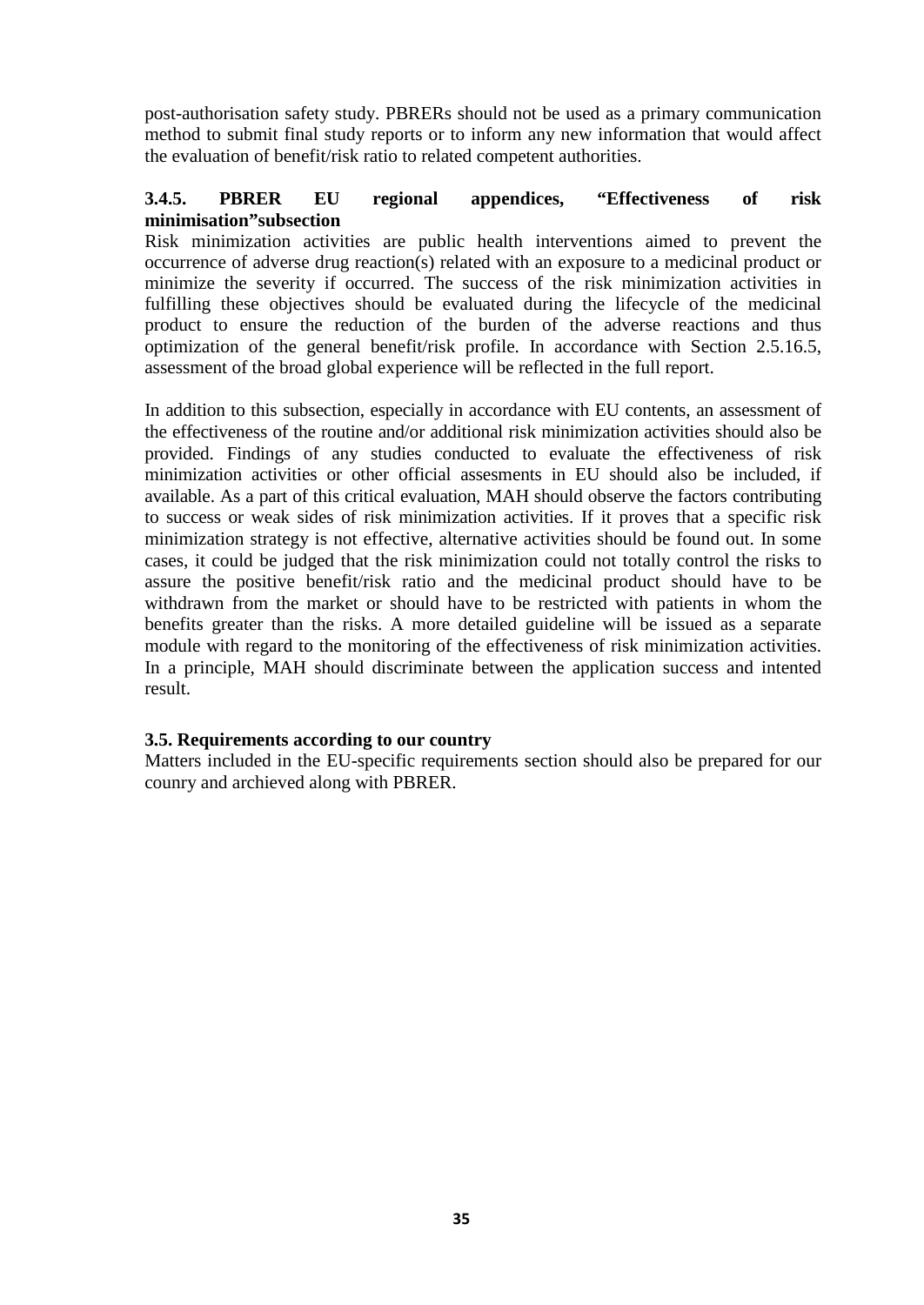post-authorisation safety study. PBRERs should not be used as a primary communication method to submit final study reports or to inform any new information that would affect the evaluation of benefit/risk ratio to related competent authorities.

### 3.4.5. PBRER EU regional appendices, “Effectiveness of risk minimisation”subsection

Risk minimization activities are public health interventions aimed to prevent the occurrence of adverse drug reaction(s) related with an exposure to a medicinal product or minimize the severity if occurred. The success of the risk minimization activities in fulfilling these objectives should be evaluated during the lifecycle of the medicinal product to ensure the reduction of the burden of the adverse reactions and thus optimization of the general benefit/risk profile. In accordance with Section 2.5.16.5, assessment of the broad global experience will be reflected in the full report.

In addition to this subsection, especially in accordance with EU contents, an assessment of the effectiveness of the routine and/or additional risk minimization activities should also be provided. Findings of any studies conducted to evaluate the effectiveness of risk minimization activities or other official assesments in EU should also be included, if available. As a part of this critical evaluation, MAH should observe the factors contributing to success or weak sides of risk minimization activities. If it proves that a specific risk minimization strategy is not effective, alternative activities should be found out. In some cases, it could be judged that the risk minimization could not totally control the risks to assure the positive benefit/risk ratio and the medicinal product should have to be withdrawn from the market or should have to be restricted with patients in whom the benefits greater than the risks. A more detailed guideline will be issued as a separate module with regard to the monitoring of the effectiveness of risk minimization activities. In a principle, MAH should discriminate between the application success and intented result.

### 3.5. Requirements according to our country

Matters included in the EU-specific requirements section should also be prepared for our counry and archieved along with PBRER.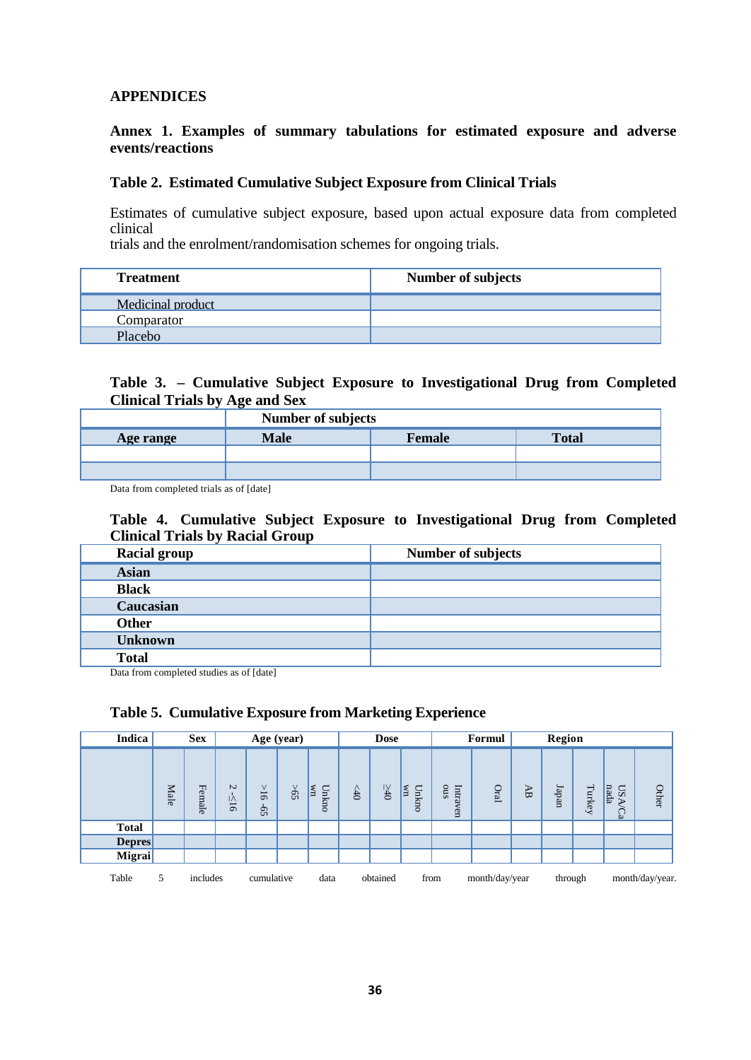# APPENDICES

## Annex 1. Examples of summary tabulations for estimated exposure and adverse events/reactions

### Table 2. Estimated Cumulative Subject Exposure from Clinical Trials

Estimates of cumulative subject exposure, based upon actual exposure data from completed clinical
trials and the enrolment/randomisation schemes for ongoing trials.

| Treatment | Number of subjects |
|---|---|
| Medicinal product | |
| Comparator | |
| Placebo | |

### Table 3. – Cumulative Subject Exposure to Investigational Drug from Completed Clinical Trials by Age and Sex

| | Number of subjects | | |
|---|---|---|---|
| **Age range** | **Male** | **Female** | **Total** |
| | | | |
| | | | |

Data from completed trials as of [date]

### Table 4. Cumulative Subject Exposure to Investigational Drug from Completed Clinical Trials by Racial Group

| Racial group | Number of subjects |
|---|---|
| **Asian** | |
| **Black** | |
| **Caucasian** | |
| **Other** | |
| **Unknown** | |
| **Total** | |

Data from completed studies as of [date]

### Table 5. Cumulative Exposure from Marketing Experience

| Indica | Sex | | Age (year) | | | | Dose | | | Formul | | Region | | | | |
|---|---|---|---|---|---|---|---|---|---|---|---|---|---|---|---|---|
| | Male | Female | 2 -≤16 | >16 -65 | >65 | Unknown | <40 | ≥40 | Unknown | Intravenous | Oral | AB | Japan | Turkey | USA/Canada | Other |
| **Total** | | | | | | | | | | | | | | | | |
| **Depres** | | | | | | | | | | | | | | | | |
| **Migrai** | | | | | | | | | | | | | | | | |

Table 5 includes cumulative data obtained from month/day/year through month/day/year.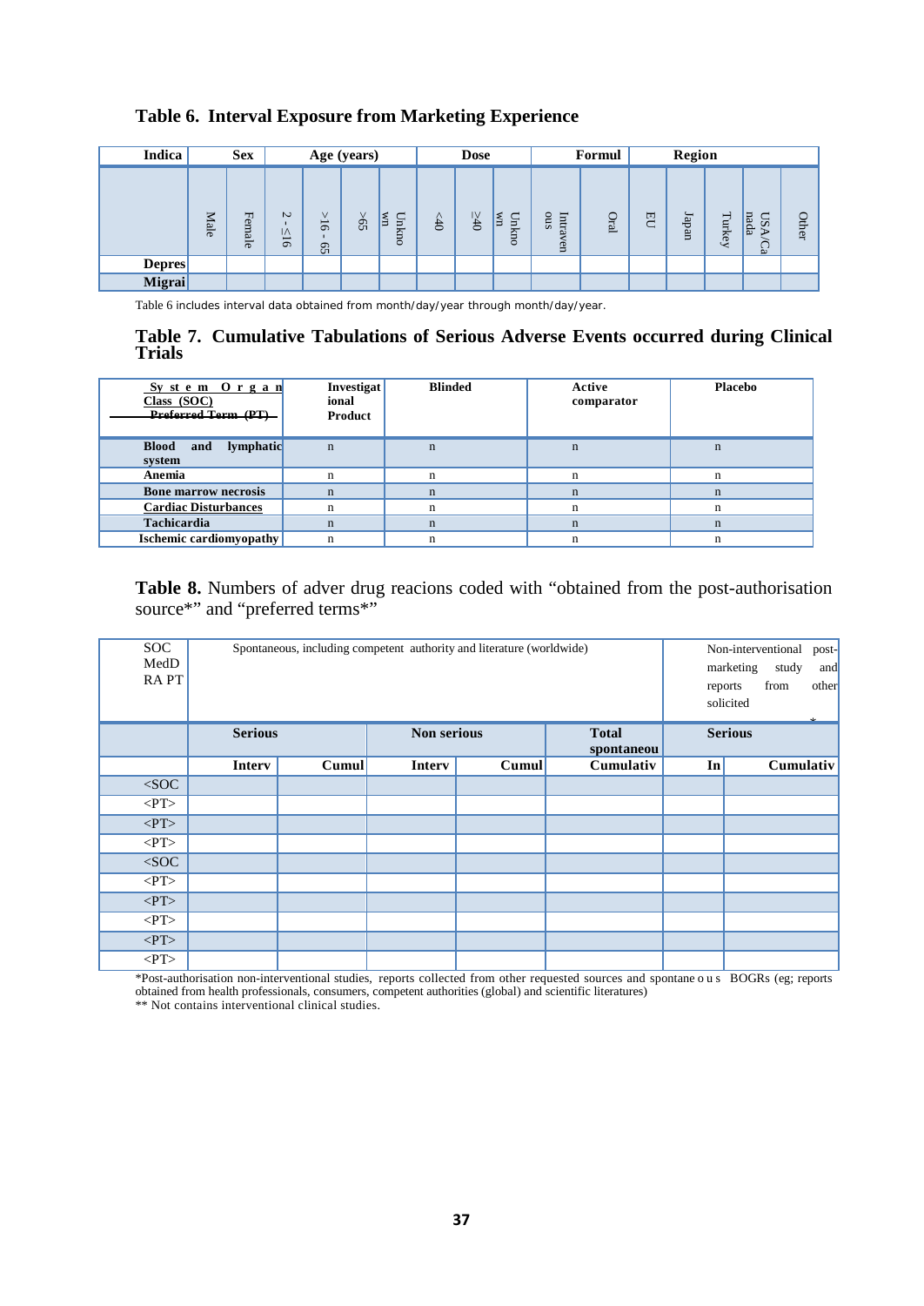## Table 6. Interval Exposure from Marketing Experience

| Indica | Sex | | Age (years) | | | | Dose | | | Formul | | Region | | | | |
|---|---|---|---|---|---|---|---|---|---|---|---|---|---|---|---|---|
| | Male | Female | 2 - ≤16 | >16 - 65 | >65 | Unknown | <40 | ≥40 | Unknown | Intravenous | Oral | EU | Japan | Turkey | USA/Canada | Other |
| Depres | | | | | | | | | | | | | | | | |
| Migrai | | | | | | | | | | | | | | | | |

Table 6 includes interval data obtained from month/day/year through month/day/year.

## Table 7. Cumulative Tabulations of Serious Adverse Events occurred during Clinical Trials

| System Organ Class (SOC) ~~Preferred Term (PT)~~ | Investigational Product | Blinded | Active comparator | Placebo |
|---|---|---|---|---|
| **Blood and lymphatic system** | n | n | n | n |
| **Anemia** | n | n | n | n |
| **Bone marrow necrosis** | n | n | n | n |
| **Cardiac Disturbances** | n | n | n | n |
| **Tachicardia** | n | n | n | n |
| **Ischemic cardiomyopathy** | n | n | n | n |

**Table 8.** Numbers of adver drug reacions coded with "obtained from the post-authorisation source*" and "preferred terms*"

| SOC MedDRA PT | Spontaneous, including competent authority and literature (worldwide) | | | | | Non-interventional post-marketing study and reports from other solicited* | |
|---|---|---|---|---|---|---|---|
| | **Serious** | | **Non serious** | | **Total spontaneou** | **Serious** | |
| | **Interv** | **Cumul** | **Interv** | **Cumul** | **Cumulativ** | **In** | **Cumulativ** |
| <SOC | | | | | | | |
| <PT> | | | | | | | |
| <PT> | | | | | | | |
| <PT> | | | | | | | |
| <SOC | | | | | | | |
| <PT> | | | | | | | |
| <PT> | | | | | | | |
| <PT> | | | | | | | |
| <PT> | | | | | | | |
| <PT> | | | | | | | |

*Post-authorisation non-interventional studies, reports collected from other requested sources and spontaneous BOGRs (eg; reports obtained from health professionals, consumers, competent authorities (global) and scientific literatures)
** Not contains interventional clinical studies.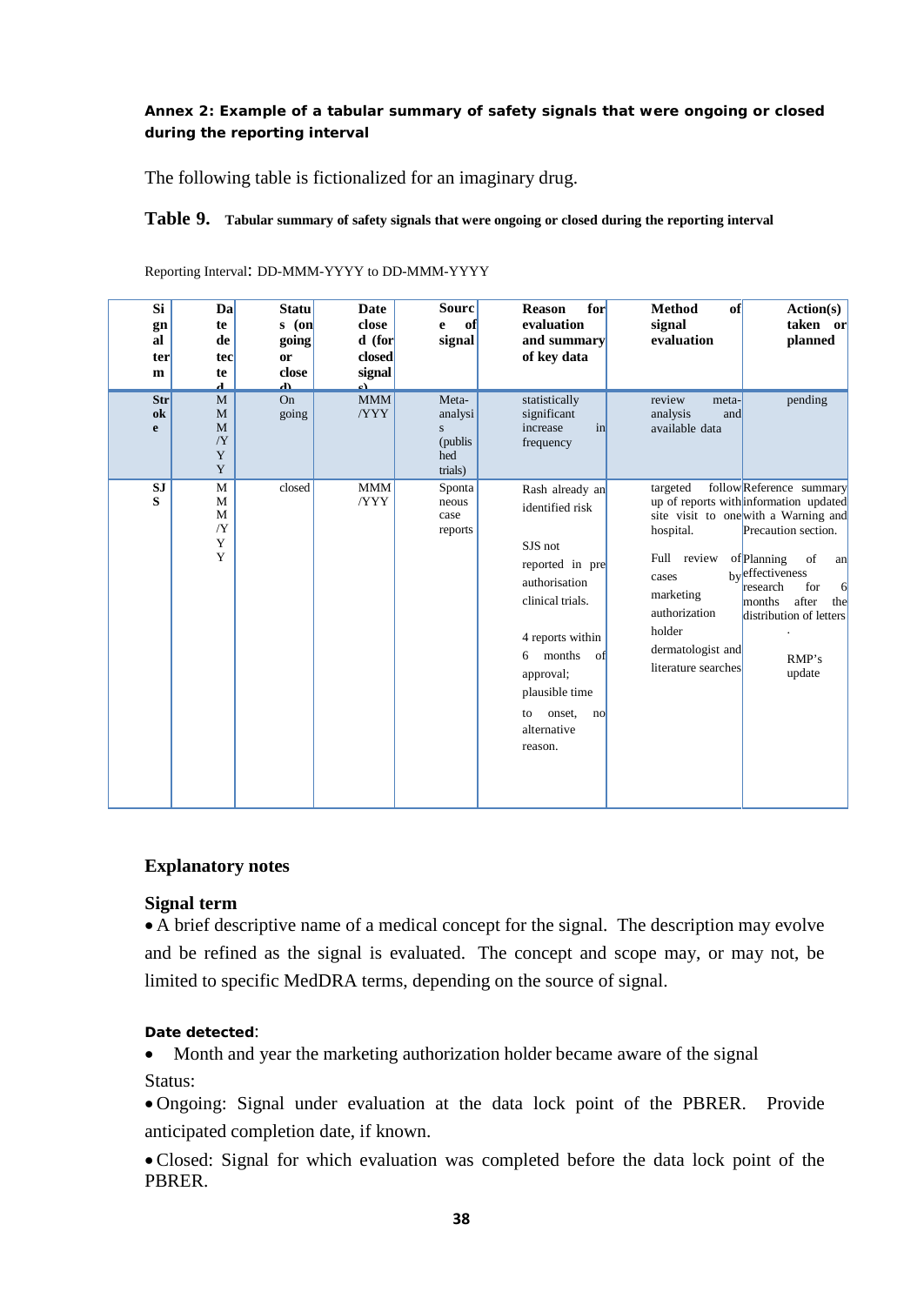**Annex 2: Example of a tabular summary of safety signals that were ongoing or closed during the reporting interval**

The following table is fictionalized for an imaginary drug.

**Table 9.** **Tabular summary of safety signals that were ongoing or closed during the reporting interval**

Reporting Interval: DD-MMM-YYYY to DD-MMM-YYYY

| Signal term | Date detected | Status (ongoing or closed) | Date closed (for closed signals) | Source of signal | Reason for evaluation and summary of key data | Method of signal evaluation | Action(s) taken or planned |
|---|---|---|---|---|---|---|---|
| **Stroke** | MMM/YYY | On going | MMM/YYY | Meta-analysis (published trials) | statistically significant increase in frequency | review meta-analysis and available data | pending |
| **SJS** | MMM/YYY | closed | MMM/YYY | Spontaneous case reports | Rash already an identified risk<br><br>SJS not reported in pre authorisation clinical trials.<br><br>4 reports within 6 months of approval; plausible time to onset, no alternative reason. | targeted follow up of reports with site visit to one hospital.<br><br>Full review of cases by marketing authorization holder dermatologist and literature searches | Reference summary information updated with a Warning and Precaution section.<br><br>Planning of an effectiveness research for 6 months after the distribution of letters .<br><br>RMP's update |

## Explanatory notes

### Signal term

- A brief descriptive name of a medical concept for the signal. The description may evolve and be refined as the signal is evaluated. The concept and scope may, or may not, be limited to specific MedDRA terms, depending on the source of signal.

**Date detected**:

- Month and year the marketing authorization holder became aware of the signal

Status:

- Ongoing: Signal under evaluation at the data lock point of the PBRER. Provide anticipated completion date, if known.
- Closed: Signal for which evaluation was completed before the data lock point of the PBRER.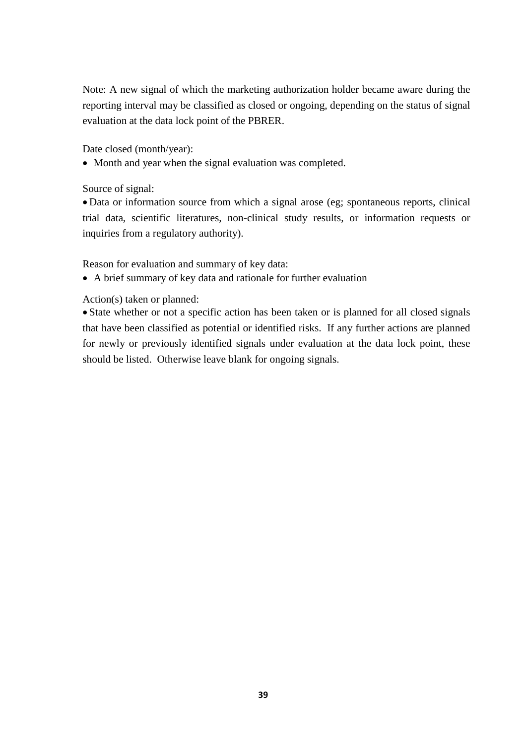Note: A new signal of which the marketing authorization holder became aware during the reporting interval may be classified as closed or ongoing, depending on the status of signal evaluation at the data lock point of the PBRER.

Date closed (month/year):

- Month and year when the signal evaluation was completed.

Source of signal:

- Data or information source from which a signal arose (eg; spontaneous reports, clinical trial data, scientific literatures, non-clinical study results, or information requests or inquiries from a regulatory authority).

Reason for evaluation and summary of key data:

- A brief summary of key data and rationale for further evaluation

Action(s) taken or planned:

- State whether or not a specific action has been taken or is planned for all closed signals that have been classified as potential or identified risks. If any further actions are planned for newly or previously identified signals under evaluation at the data lock point, these should be listed. Otherwise leave blank for ongoing signals.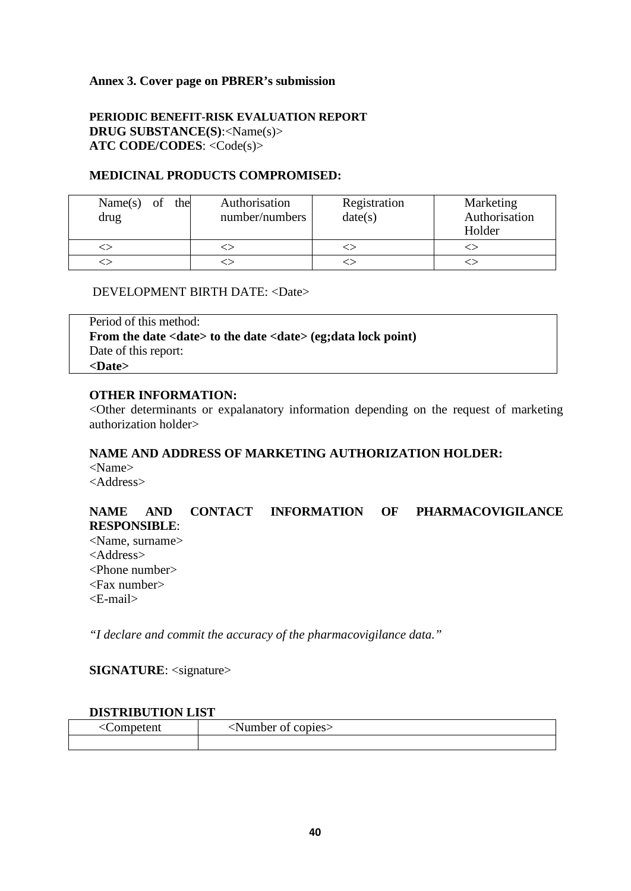**Annex 3. Cover page on PBRER's submission**

**PERIODIC BENEFIT-RISK EVALUATION REPORT**
**DRUG SUBSTANCE(S)**:<Name(s)>
**ATC CODE/CODES**: <Code(s)>

**MEDICINAL PRODUCTS COMPROMISED:**

| Name(s) of the drug | Authorisation number/numbers | Registration date(s) | Marketing Authorisation Holder |
|---|---|---|---|
| <> | <> | <> | <> |
| <> | <> | <> | <> |

DEVELOPMENT BIRTH DATE: <Date>

| |
|---|
| Period of this method:<br>**From the date <date> to the date <date> (eg;data lock point)**<br>Date of this report:<br>**<Date>** |

**OTHER INFORMATION:**
<Other determinants or expalanatory information depending on the request of marketing authorization holder>

**NAME AND ADDRESS OF MARKETING AUTHORIZATION HOLDER:**
<Name>
<Address>

**NAME AND CONTACT INFORMATION OF PHARMACOVIGILANCE RESPONSIBLE**:
<Name, surname>
<Address>
<Phone number>
<Fax number>
<E-mail>

*"I declare and commit the accuracy of the pharmacovigilance data."*

**SIGNATURE**: <signature>

**DISTRIBUTION LIST**

| <Competent | <Number of copies> |
|---|---|
| | |